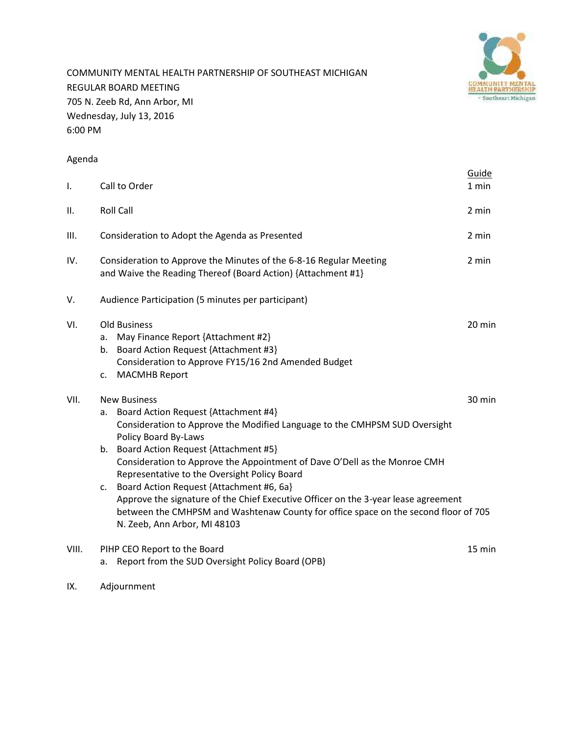COMMUNITY MENTAL HEALTH PARTNERSHIP OF SOUTHEAST MICHIGAN
REGULAR BOARD MEETING
705 N. Zeeb Rd, Ann Arbor, MI
Wednesday, July 13, 2016
6:00 PM

Agenda

| | | Guide |
|---|---|---|
| I. | Call to Order | 1 min |
| II. | Roll Call | 2 min |
| III. | Consideration to Adopt the Agenda as Presented | 2 min |
| IV. | Consideration to Approve the Minutes of the 6-8-16 Regular Meeting and Waive the Reading Thereof (Board Action) {Attachment #1} | 2 min |
| V. | Audience Participation (5 minutes per participant) | |
| VI. | Old Business<br>a. May Finance Report {Attachment #2}<br>b. Board Action Request {Attachment #3}<br>Consideration to Approve FY15/16 2nd Amended Budget<br>c. MACMHB Report | 20 min |
| VII. | New Business<br>a. Board Action Request {Attachment #4}<br>Consideration to Approve the Modified Language to the CMHPSM SUD Oversight Policy Board By-Laws<br>b. Board Action Request {Attachment #5}<br>Consideration to Approve the Appointment of Dave O'Dell as the Monroe CMH Representative to the Oversight Policy Board<br>c. Board Action Request {Attachment #6, 6a}<br>Approve the signature of the Chief Executive Officer on the 3-year lease agreement between the CMHPSM and Washtenaw County for office space on the second floor of 705 N. Zeeb, Ann Arbor, MI 48103 | 30 min |
| VIII. | PIHP CEO Report to the Board<br>a. Report from the SUD Oversight Policy Board (OPB) | 15 min |
| IX. | Adjournment | |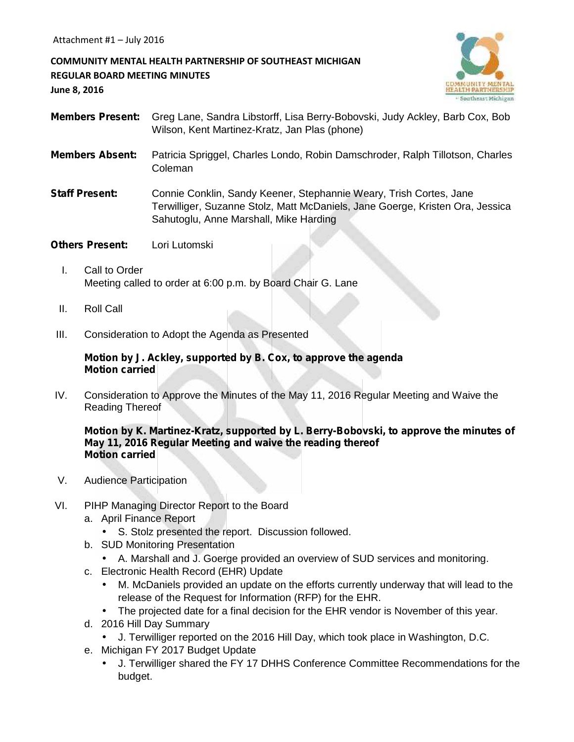Attachment #1 – July 2016

**COMMUNITY MENTAL HEALTH PARTNERSHIP OF SOUTHEAST MICHIGAN**
**REGULAR BOARD MEETING MINUTES**
**June 8, 2016**

**Members Present:** Greg Lane, Sandra Libstorff, Lisa Berry-Bobovski, Judy Ackley, Barb Cox, Bob Wilson, Kent Martinez-Kratz, Jan Plas (phone)

**Members Absent:** Patricia Spriggel, Charles Londo, Robin Damschroder, Ralph Tillotson, Charles Coleman

**Staff Present:** Connie Conklin, Sandy Keener, Stephannie Weary, Trish Cortes, Jane Terwilliger, Suzanne Stolz, Matt McDaniels, Jane Goerge, Kristen Ora, Jessica Sahutoglu, Anne Marshall, Mike Harding

**Others Present:** Lori Lutomski

I. Call to Order
Meeting called to order at 6:00 p.m. by Board Chair G. Lane

II. Roll Call

III. Consideration to Adopt the Agenda as Presented

**Motion by J. Ackley, supported by B. Cox, to approve the agenda**
**Motion carried**

IV. Consideration to Approve the Minutes of the May 11, 2016 Regular Meeting and Waive the Reading Thereof

**Motion by K. Martinez-Kratz, supported by L. Berry-Bobovski, to approve the minutes of May 11, 2016 Regular Meeting and waive the reading thereof**
**Motion carried**

V. Audience Participation

VI. PIHP Managing Director Report to the Board
   a. April Finance Report
      - S. Stolz presented the report. Discussion followed.
   b. SUD Monitoring Presentation
      - A. Marshall and J. Goerge provided an overview of SUD services and monitoring.
   c. Electronic Health Record (EHR) Update
      - M. McDaniels provided an update on the efforts currently underway that will lead to the release of the Request for Information (RFP) for the EHR.
      - The projected date for a final decision for the EHR vendor is November of this year.
   d. 2016 Hill Day Summary
      - J. Terwilliger reported on the 2016 Hill Day, which took place in Washington, D.C.
   e. Michigan FY 2017 Budget Update
      - J. Terwilliger shared the FY 17 DHHS Conference Committee Recommendations for the budget.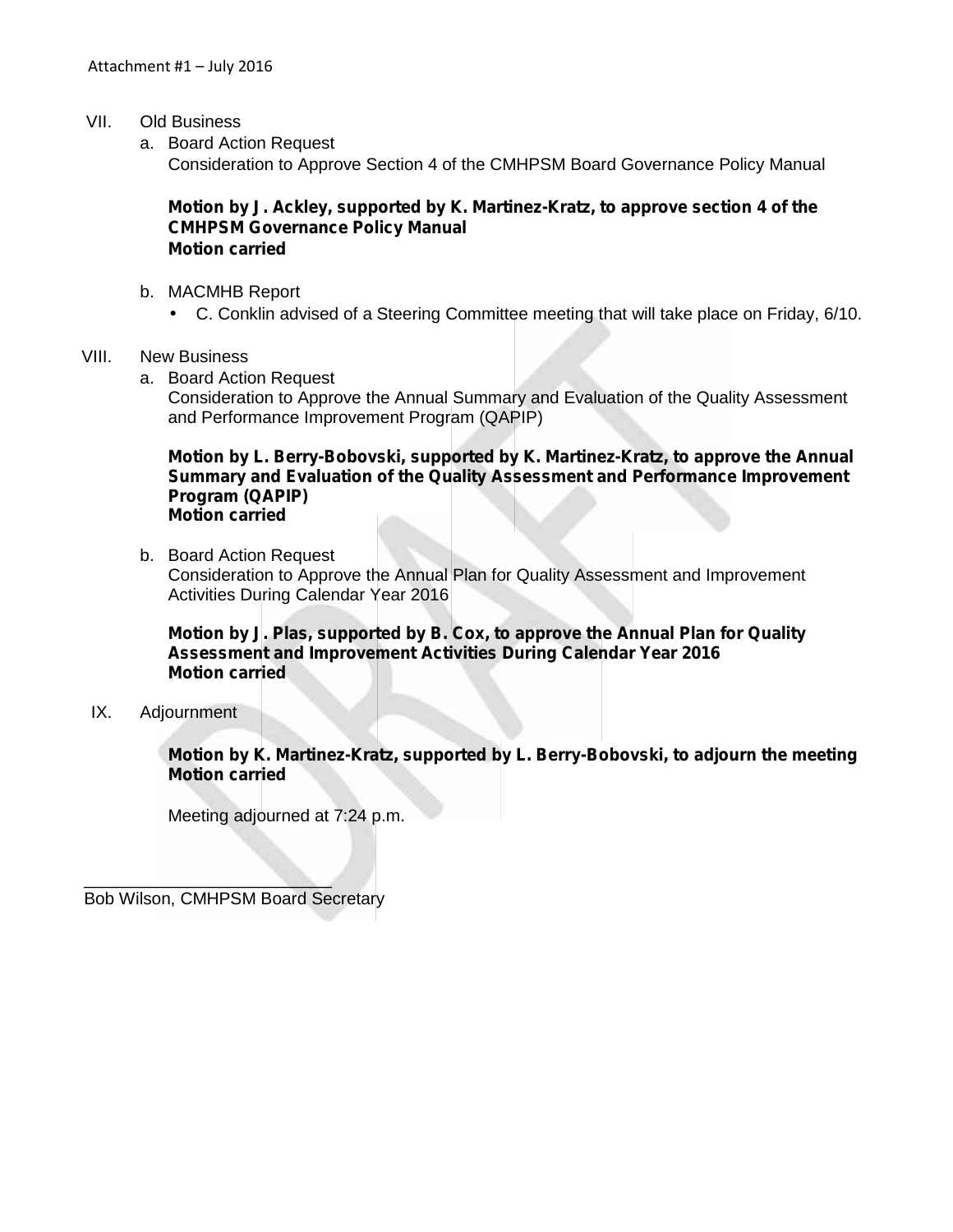VII. Old Business

a. Board Action Request
   Consideration to Approve Section 4 of the CMHPSM Board Governance Policy Manual

   **Motion by J. Ackley, supported by K. Martinez-Kratz, to approve section 4 of the CMHPSM Governance Policy Manual**
   **Motion carried**

b. MACMHB Report
   - C. Conklin advised of a Steering Committee meeting that will take place on Friday, 6/10.

VIII. New Business

a. Board Action Request
   Consideration to Approve the Annual Summary and Evaluation of the Quality Assessment and Performance Improvement Program (QAPIP)

   **Motion by L. Berry-Bobovski, supported by K. Martinez-Kratz, to approve the Annual Summary and Evaluation of the Quality Assessment and Performance Improvement Program (QAPIP)**
   **Motion carried**

b. Board Action Request
   Consideration to Approve the Annual Plan for Quality Assessment and Improvement Activities During Calendar Year 2016

   **Motion by J. Plas, supported by B. Cox, to approve the Annual Plan for Quality Assessment and Improvement Activities During Calendar Year 2016**
   **Motion carried**

IX. Adjournment

   **Motion by K. Martinez-Kratz, supported by L. Berry-Bobovski, to adjourn the meeting**
   **Motion carried**

   Meeting adjourned at 7:24 p.m.

\_\_\_\_\_\_\_\_\_\_\_\_\_\_\_\_\_\_\_\_\_\_\_\_\_\_\_

Bob Wilson, CMHPSM Board Secretary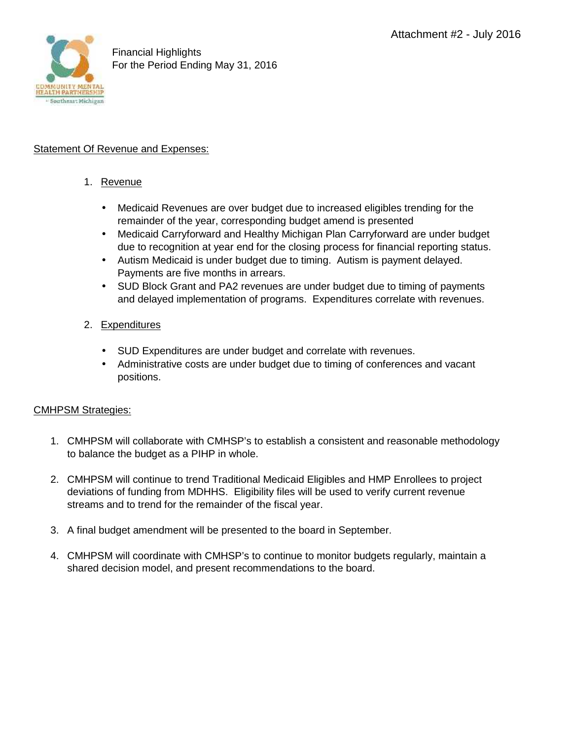Attachment #2 - July 2016

Financial Highlights
For the Period Ending May 31, 2016

## Statement Of Revenue and Expenses:

1. Revenue

   - Medicaid Revenues are over budget due to increased eligibles trending for the remainder of the year, corresponding budget amend is presented
   - Medicaid Carryforward and Healthy Michigan Plan Carryforward are under budget due to recognition at year end for the closing process for financial reporting status.
   - Autism Medicaid is under budget due to timing. Autism is payment delayed. Payments are five months in arrears.
   - SUD Block Grant and PA2 revenues are under budget due to timing of payments and delayed implementation of programs. Expenditures correlate with revenues.

2. Expenditures

   - SUD Expenditures are under budget and correlate with revenues.
   - Administrative costs are under budget due to timing of conferences and vacant positions.

## CMHPSM Strategies:

1. CMHPSM will collaborate with CMHSP's to establish a consistent and reasonable methodology to balance the budget as a PIHP in whole.

2. CMHPSM will continue to trend Traditional Medicaid Eligibles and HMP Enrollees to project deviations of funding from MDHHS. Eligibility files will be used to verify current revenue streams and to trend for the remainder of the fiscal year.

3. A final budget amendment will be presented to the board in September.

4. CMHPSM will coordinate with CMHSP's to continue to monitor budgets regularly, maintain a shared decision model, and present recommendations to the board.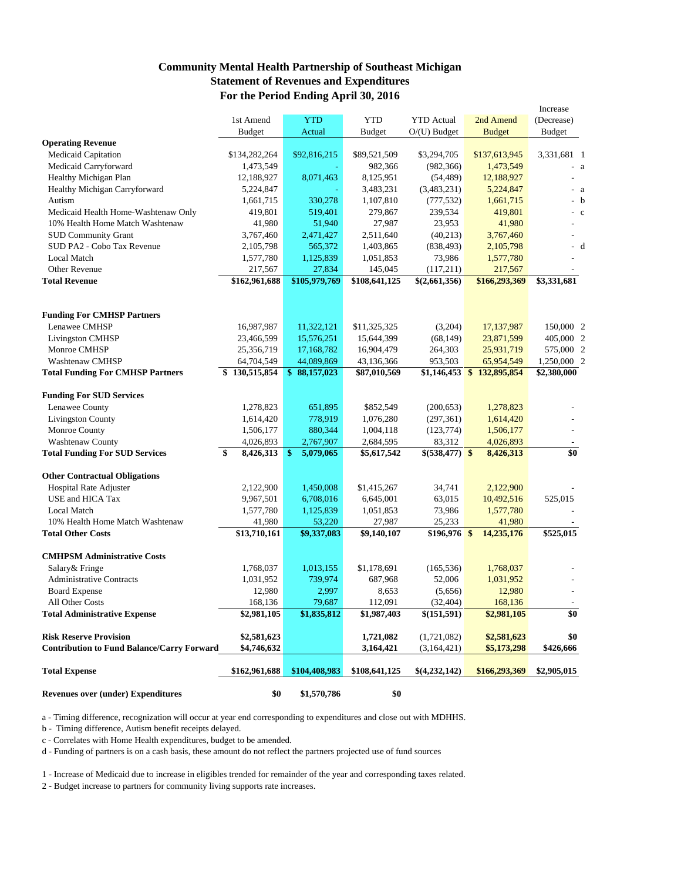# Community Mental Health Partnership of Southeast Michigan
## Statement of Revenues and Expenditures
## For the Period Ending April 30, 2016

| | 1st Amend Budget | YTD Actual | YTD Budget | YTD Actual O/(U) Budget | 2nd Amend Budget | Increase (Decrease) Budget | |
|---|---|---|---|---|---|---|---|
| **Operating Revenue** | | | | | | | |
| Medicaid Capitation | $134,282,264 | $92,816,215 | $89,521,509 | $3,294,705 | $137,613,945 | 3,331,681 | 1 |
| Medicaid Carryforward | 1,473,549 | - | 982,366 | (982,366) | 1,473,549 | - | a |
| Healthy Michigan Plan | 12,188,927 | 8,071,463 | 8,125,951 | (54,489) | 12,188,927 | - | |
| Healthy Michigan Carryforward | 5,224,847 | - | 3,483,231 | (3,483,231) | 5,224,847 | - | a |
| Autism | 1,661,715 | 330,278 | 1,107,810 | (777,532) | 1,661,715 | - | b |
| Medicaid Health Home-Washtenaw Only | 419,801 | 519,401 | 279,867 | 239,534 | 419,801 | - | c |
| 10% Health Home Match Washtenaw | 41,980 | 51,940 | 27,987 | 23,953 | 41,980 | - | |
| SUD Community Grant | 3,767,460 | 2,471,427 | 2,511,640 | (40,213) | 3,767,460 | - | |
| SUD PA2 - Cobo Tax Revenue | 2,105,798 | 565,372 | 1,403,865 | (838,493) | 2,105,798 | - | d |
| Local Match | 1,577,780 | 1,125,839 | 1,051,853 | 73,986 | 1,577,780 | - | |
| Other Revenue | 217,567 | 27,834 | 145,045 | (117,211) | 217,567 | - | |
| **Total Revenue** | **$162,961,688** | **$105,979,769** | **$108,641,125** | **$(2,661,356)** | **$166,293,369** | **$3,331,681** | |
| | | | | | | | |
| **Funding For CMHSP Partners** | | | | | | | |
| Lenawee CMHSP | 16,987,987 | 11,322,121 | $11,325,325 | (3,204) | 17,137,987 | 150,000 | 2 |
| Livingston CMHSP | 23,466,599 | 15,576,251 | 15,644,399 | (68,149) | 23,871,599 | 405,000 | 2 |
| Monroe CMHSP | 25,356,719 | 17,168,782 | 16,904,479 | 264,303 | 25,931,719 | 575,000 | 2 |
| Washtenaw CMHSP | 64,704,549 | 44,089,869 | 43,136,366 | 953,503 | 65,954,549 | 1,250,000 | 2 |
| **Total Funding For CMHSP Partners** | **$ 130,515,854** | **$ 88,157,023** | **$87,010,569** | **$1,146,453** | **$ 132,895,854** | **$2,380,000** | |
| | | | | | | | |
| **Funding For SUD Services** | | | | | | | |
| Lenawee County | 1,278,823 | 651,895 | $852,549 | (200,653) | 1,278,823 | - | |
| Livingston County | 1,614,420 | 778,919 | 1,076,280 | (297,361) | 1,614,420 | - | |
| Monroe County | 1,506,177 | 880,344 | 1,004,118 | (123,774) | 1,506,177 | - | |
| Washtenaw County | 4,026,893 | 2,767,907 | 2,684,595 | 83,312 | 4,026,893 | - | |
| **Total Funding For SUD Services** | **$ 8,426,313** | **$ 5,079,065** | **$5,617,542** | **$(538,477)** | **$ 8,426,313** | **$0** | |
| | | | | | | | |
| **Other Contractual Obligations** | | | | | | | |
| Hospital Rate Adjuster | 2,122,900 | 1,450,008 | $1,415,267 | 34,741 | 2,122,900 | - | |
| USE and HICA Tax | 9,967,501 | 6,708,016 | 6,645,001 | 63,015 | 10,492,516 | 525,015 | |
| Local Match | 1,577,780 | 1,125,839 | 1,051,853 | 73,986 | 1,577,780 | - | |
| 10% Health Home Match Washtenaw | 41,980 | 53,220 | 27,987 | 25,233 | 41,980 | - | |
| **Total Other Costs** | **$13,710,161** | **$9,337,083** | **$9,140,107** | **$196,976** | **$ 14,235,176** | **$525,015** | |
| | | | | | | | |
| **CMHPSM Administrative Costs** | | | | | | | |
| Salary& Fringe | 1,768,037 | 1,013,155 | $1,178,691 | (165,536) | 1,768,037 | - | |
| Administrative Contracts | 1,031,952 | 739,974 | 687,968 | 52,006 | 1,031,952 | - | |
| Board Expense | 12,980 | 2,997 | 8,653 | (5,656) | 12,980 | - | |
| All Other Costs | 168,136 | 79,687 | 112,091 | (32,404) | 168,136 | - | |
| **Total Administrative Expense** | **$2,981,105** | **$1,835,812** | **$1,987,403** | **$(151,591)** | **$2,981,105** | **$0** | |
| | | | | | | | |
| **Risk Reserve Provision** | **$2,581,623** | | **1,721,082** | (1,721,082) | **$2,581,623** | **$0** | |
| **Contribution to Fund Balance/Carry Forward** | **$4,746,632** | | **3,164,421** | (3,164,421) | **$5,173,298** | **$426,666** | |
| | | | | | | | |
| **Total Expense** | **$162,961,688** | **$104,408,983** | **$108,641,125** | **$(4,232,142)** | **$166,293,369** | **$2,905,015** | |
| | | | | | | | |
| **Revenues over (under) Expenditures** | **$0** | **$1,570,786** | **$0** | | | | |

a - Timing difference, recognization will occur at year end corresponding to expenditures and close out with MDHHS.

b - Timing difference, Autism benefit receipts delayed.

c - Correlates with Home Health expenditures, budget to be amended.

d - Funding of partners is on a cash basis, these amount do not reflect the partners projected use of fund sources

1 - Increase of Medicaid due to increase in eligibles trended for remainder of the year and corresponding taxes related.

2 - Budget increase to partners for community living supports rate increases.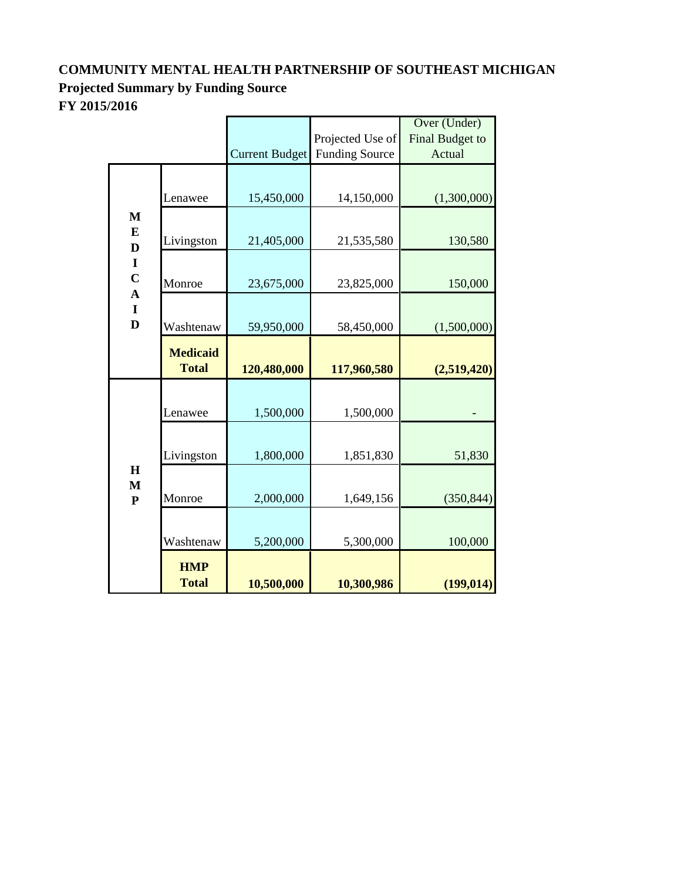**COMMUNITY MENTAL HEALTH PARTNERSHIP OF SOUTHEAST MICHIGAN**
**Projected Summary by Funding Source**
**FY 2015/2016**

| | | Current Budget | Projected Use of Funding Source | Over (Under) Final Budget to Actual |
|---|---|---|---|---|
| **MEDICAID** | Lenawee | 15,450,000 | 14,150,000 | (1,300,000) |
| | Livingston | 21,405,000 | 21,535,580 | 130,580 |
| | Monroe | 23,675,000 | 23,825,000 | 150,000 |
| | Washtenaw | 59,950,000 | 58,450,000 | (1,500,000) |
| | **Medicaid Total** | **120,480,000** | **117,960,580** | **(2,519,420)** |
| **HMP** | Lenawee | 1,500,000 | 1,500,000 | - |
| | Livingston | 1,800,000 | 1,851,830 | 51,830 |
| | Monroe | 2,000,000 | 1,649,156 | (350,844) |
| | Washtenaw | 5,200,000 | 5,300,000 | 100,000 |
| | **HMP Total** | **10,500,000** | **10,300,986** | **(199,014)** |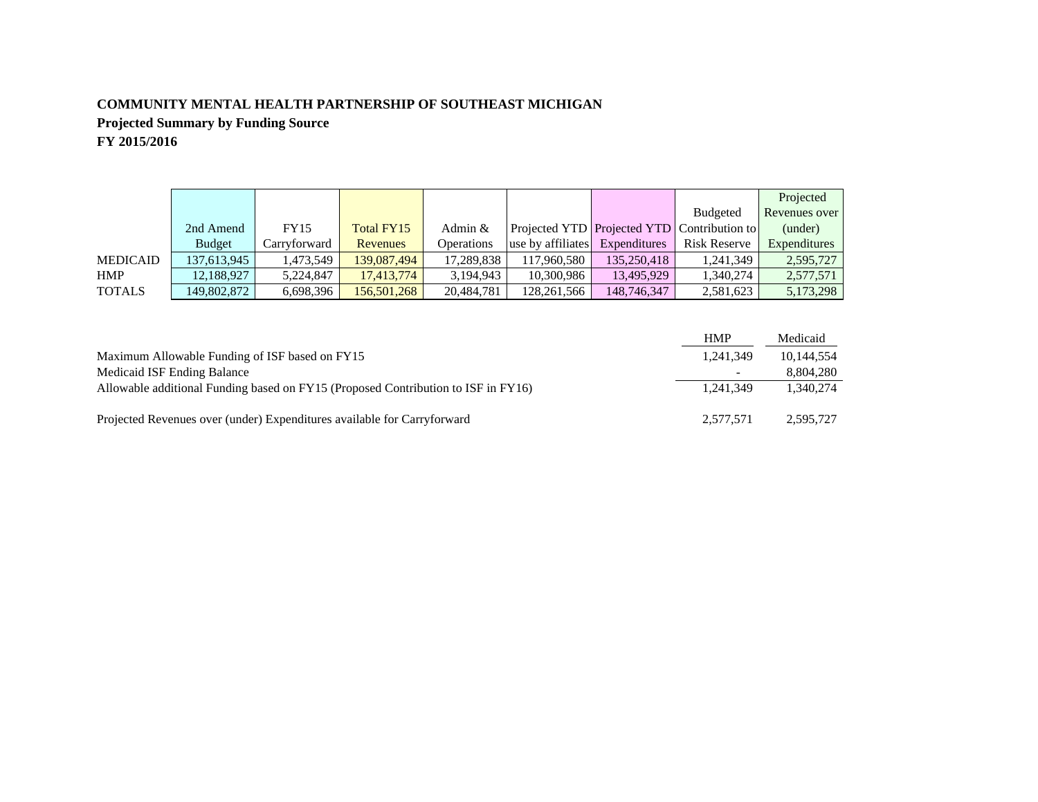**COMMUNITY MENTAL HEALTH PARTNERSHIP OF SOUTHEAST MICHIGAN**
**Projected Summary by Funding Source**
**FY 2015/2016**

| | 2nd Amend Budget | FY15 Carryforward | Total FY15 Revenues | Admin & Operations | Projected YTD use by affiliates | Projected YTD Expenditures | Budgeted Contribution to Risk Reserve | Projected Revenues over (under) Expenditures |
|---|---|---|---|---|---|---|---|---|
| MEDICAID | 137,613,945 | 1,473,549 | 139,087,494 | 17,289,838 | 117,960,580 | 135,250,418 | 1,241,349 | 2,595,727 |
| HMP | 12,188,927 | 5,224,847 | 17,413,774 | 3,194,943 | 10,300,986 | 13,495,929 | 1,340,274 | 2,577,571 |
| TOTALS | 149,802,872 | 6,698,396 | 156,501,268 | 20,484,781 | 128,261,566 | 148,746,347 | 2,581,623 | 5,173,298 |

| | HMP | Medicaid |
|---|---|---|
| Maximum Allowable Funding of ISF based on FY15 | 1,241,349 | 10,144,554 |
| Medicaid ISF Ending Balance | - | 8,804,280 |
| Allowable additional Funding based on FY15 (Proposed Contribution to ISF in FY16) | 1,241,349 | 1,340,274 |
| | | |
| Projected Revenues over (under) Expenditures available for Carryforward | 2,577,571 | 2,595,727 |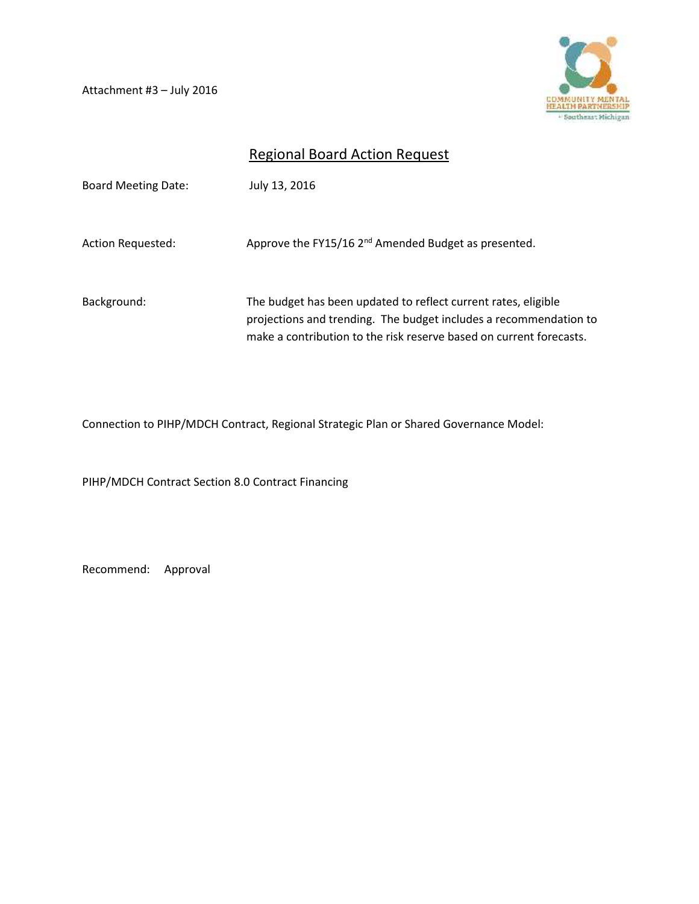Attachment #3 – July 2016

## Regional Board Action Request

Board Meeting Date: July 13, 2016

Action Requested: Approve the FY15/16 2nd Amended Budget as presented.

Background: The budget has been updated to reflect current rates, eligible projections and trending. The budget includes a recommendation to make a contribution to the risk reserve based on current forecasts.

Connection to PIHP/MDCH Contract, Regional Strategic Plan or Shared Governance Model:

PIHP/MDCH Contract Section 8.0 Contract Financing

Recommend: Approval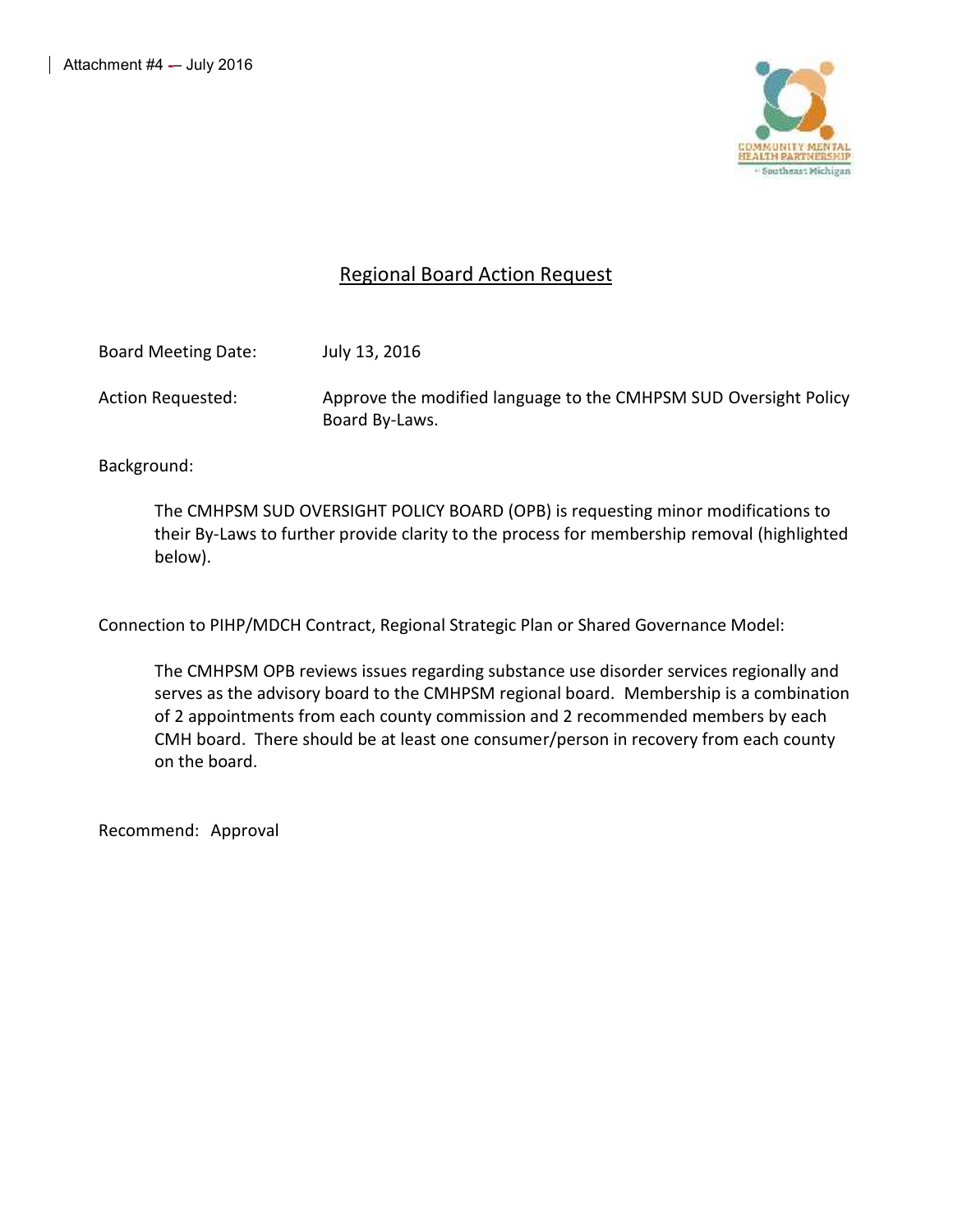Attachment #4 – July 2016

## Regional Board Action Request

Board Meeting Date: July 13, 2016

Action Requested: Approve the modified language to the CMHPSM SUD Oversight Policy Board By-Laws.

Background:

The CMHPSM SUD OVERSIGHT POLICY BOARD (OPB) is requesting minor modifications to their By-Laws to further provide clarity to the process for membership removal (highlighted below).

Connection to PIHP/MDCH Contract, Regional Strategic Plan or Shared Governance Model:

The CMHPSM OPB reviews issues regarding substance use disorder services regionally and serves as the advisory board to the CMHPSM regional board. Membership is a combination of 2 appointments from each county commission and 2 recommended members by each CMH board. There should be at least one consumer/person in recovery from each county on the board.

Recommend: Approval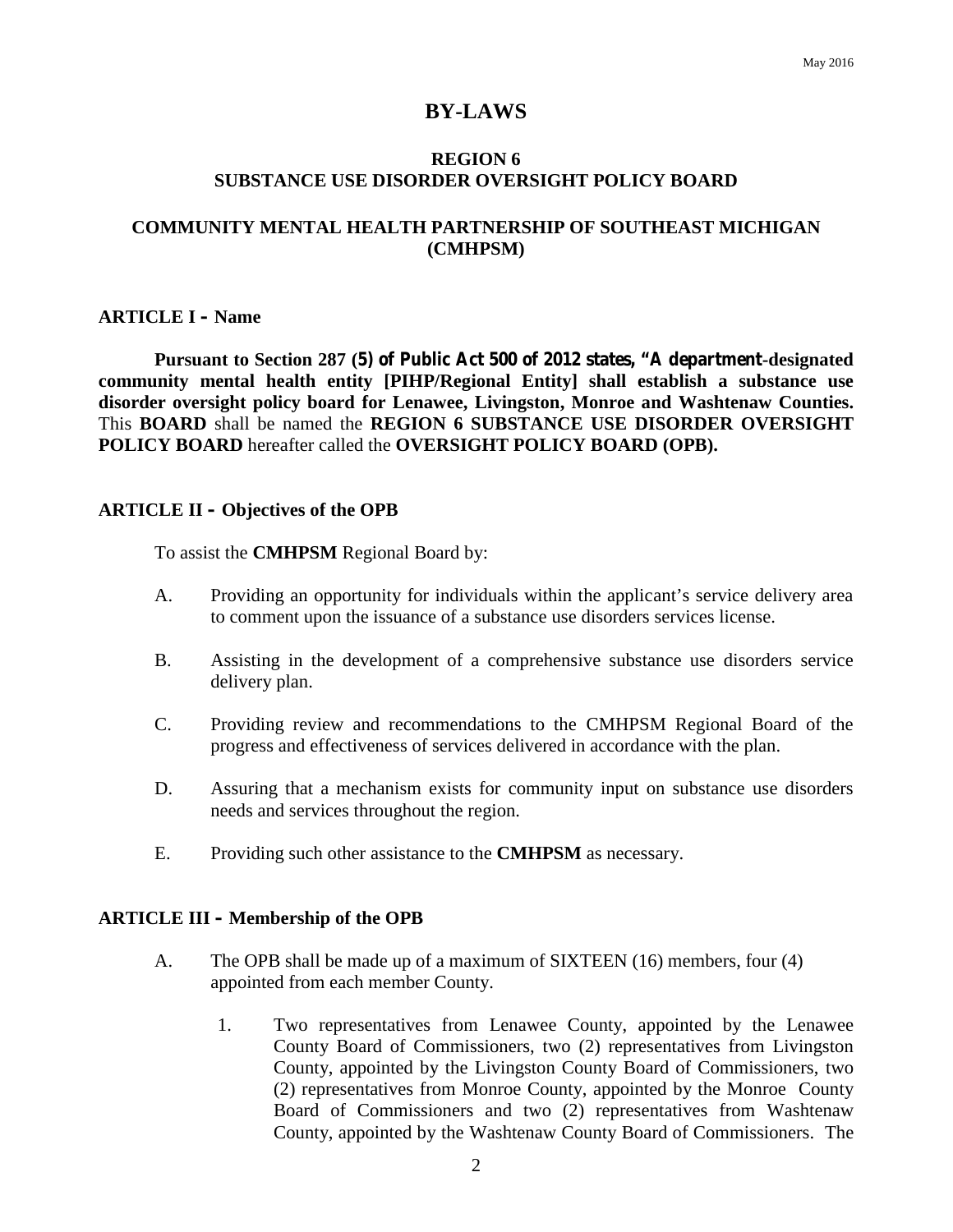May 2016

# BY-LAWS

## REGION 6
## SUBSTANCE USE DISORDER OVERSIGHT POLICY BOARD

## COMMUNITY MENTAL HEALTH PARTNERSHIP OF SOUTHEAST MICHIGAN (CMHPSM)

### ARTICLE I – Name

**Pursuant to Section 287 (5) of Public Act 500 of 2012 states, "A department-designated community mental health entity [PIHP/Regional Entity] shall establish a substance use disorder oversight policy board for Lenawee, Livingston, Monroe and Washtenaw Counties.** This **BOARD** shall be named the **REGION 6 SUBSTANCE USE DISORDER OVERSIGHT POLICY BOARD** hereafter called the **OVERSIGHT POLICY BOARD (OPB).**

### ARTICLE II – Objectives of the OPB

To assist the **CMHPSM** Regional Board by:

A. Providing an opportunity for individuals within the applicant's service delivery area to comment upon the issuance of a substance use disorders services license.

B. Assisting in the development of a comprehensive substance use disorders service delivery plan.

C. Providing review and recommendations to the CMHPSM Regional Board of the progress and effectiveness of services delivered in accordance with the plan.

D. Assuring that a mechanism exists for community input on substance use disorders needs and services throughout the region.

E. Providing such other assistance to the **CMHPSM** as necessary.

### ARTICLE III – Membership of the OPB

A. The OPB shall be made up of a maximum of SIXTEEN (16) members, four (4) appointed from each member County.

   1. Two representatives from Lenawee County, appointed by the Lenawee County Board of Commissioners, two (2) representatives from Livingston County, appointed by the Livingston County Board of Commissioners, two (2) representatives from Monroe County, appointed by the Monroe County Board of Commissioners and two (2) representatives from Washtenaw County, appointed by the Washtenaw County Board of Commissioners. The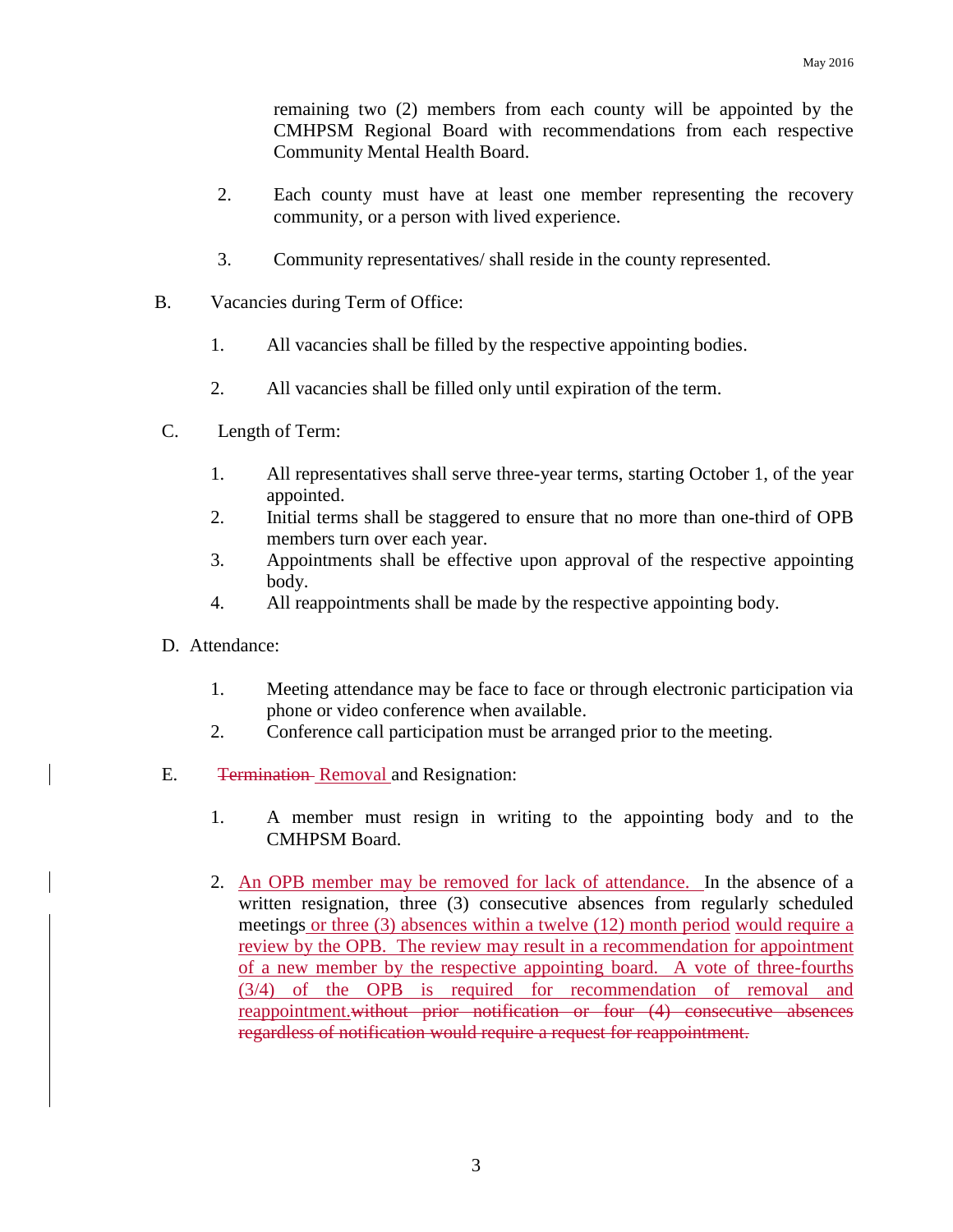remaining two (2) members from each county will be appointed by the CMHPSM Regional Board with recommendations from each respective Community Mental Health Board.

2. Each county must have at least one member representing the recovery community, or a person with lived experience.

3. Community representatives/ shall reside in the county represented.

B. Vacancies during Term of Office:

1. All vacancies shall be filled by the respective appointing bodies.

2. All vacancies shall be filled only until expiration of the term.

C. Length of Term:

1. All representatives shall serve three-year terms, starting October 1, of the year appointed.
2. Initial terms shall be staggered to ensure that no more than one-third of OPB members turn over each year.
3. Appointments shall be effective upon approval of the respective appointing body.
4. All reappointments shall be made by the respective appointing body.

D. Attendance:

1. Meeting attendance may be face to face or through electronic participation via phone or video conference when available.
2. Conference call participation must be arranged prior to the meeting.

E. ~~Termination~~ Removal and Resignation:

1. A member must resign in writing to the appointing body and to the CMHPSM Board.

2. An OPB member may be removed for lack of attendance. In the absence of a written resignation, three (3) consecutive absences from regularly scheduled meetings or three (3) absences within a twelve (12) month period would require a review by the OPB. The review may result in a recommendation for appointment of a new member by the respective appointing board. A vote of three-fourths (3/4) of the OPB is required for recommendation of removal and reappointment.~~without prior notification or four (4) consecutive absences regardless of notification would require a request for reappointment.~~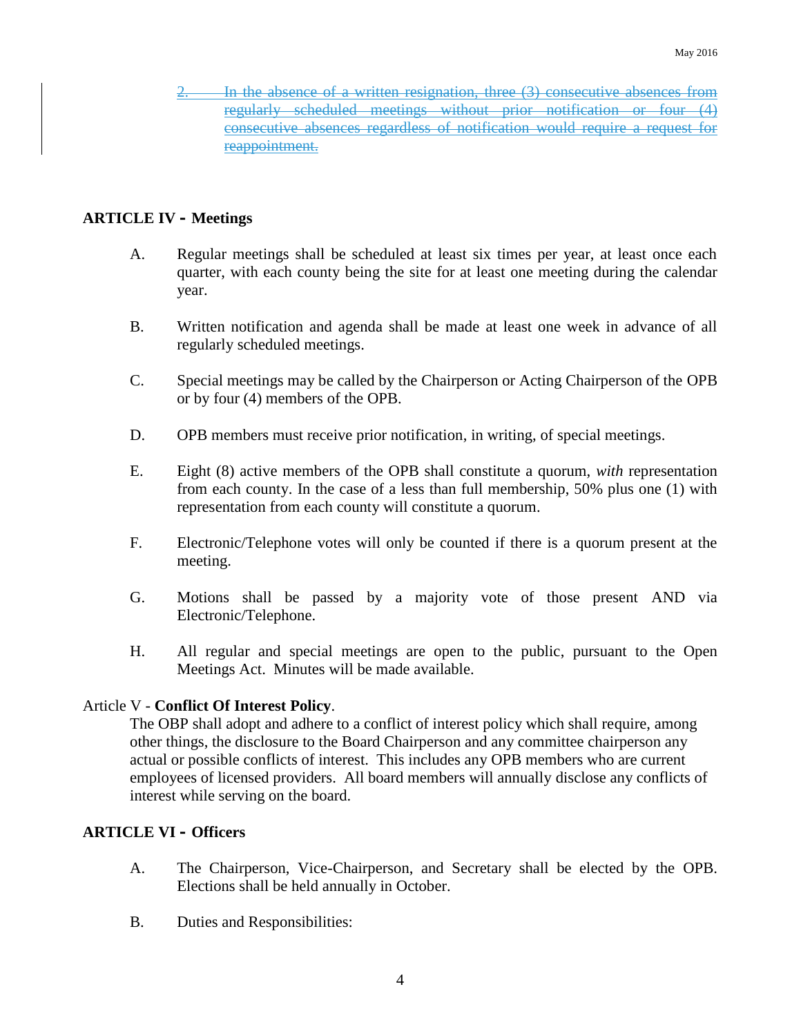2. ~~In the absence of a written resignation, three (3) consecutive absences from regularly scheduled meetings without prior notification or four (4) consecutive absences regardless of notification would require a request for reappointment.~~

## ARTICLE IV - Meetings

A. Regular meetings shall be scheduled at least six times per year, at least once each quarter, with each county being the site for at least one meeting during the calendar year.

B. Written notification and agenda shall be made at least one week in advance of all regularly scheduled meetings.

C. Special meetings may be called by the Chairperson or Acting Chairperson of the OPB or by four (4) members of the OPB.

D. OPB members must receive prior notification, in writing, of special meetings.

E. Eight (8) active members of the OPB shall constitute a quorum, *with* representation from each county. In the case of a less than full membership, 50% plus one (1) with representation from each county will constitute a quorum.

F. Electronic/Telephone votes will only be counted if there is a quorum present at the meeting.

G. Motions shall be passed by a majority vote of those present AND via Electronic/Telephone.

H. All regular and special meetings are open to the public, pursuant to the Open Meetings Act. Minutes will be made available.

Article V - **Conflict Of Interest Policy**.

The OBP shall adopt and adhere to a conflict of interest policy which shall require, among other things, the disclosure to the Board Chairperson and any committee chairperson any actual or possible conflicts of interest. This includes any OPB members who are current employees of licensed providers. All board members will annually disclose any conflicts of interest while serving on the board.

## ARTICLE VI - Officers

A. The Chairperson, Vice-Chairperson, and Secretary shall be elected by the OPB. Elections shall be held annually in October.

B. Duties and Responsibilities: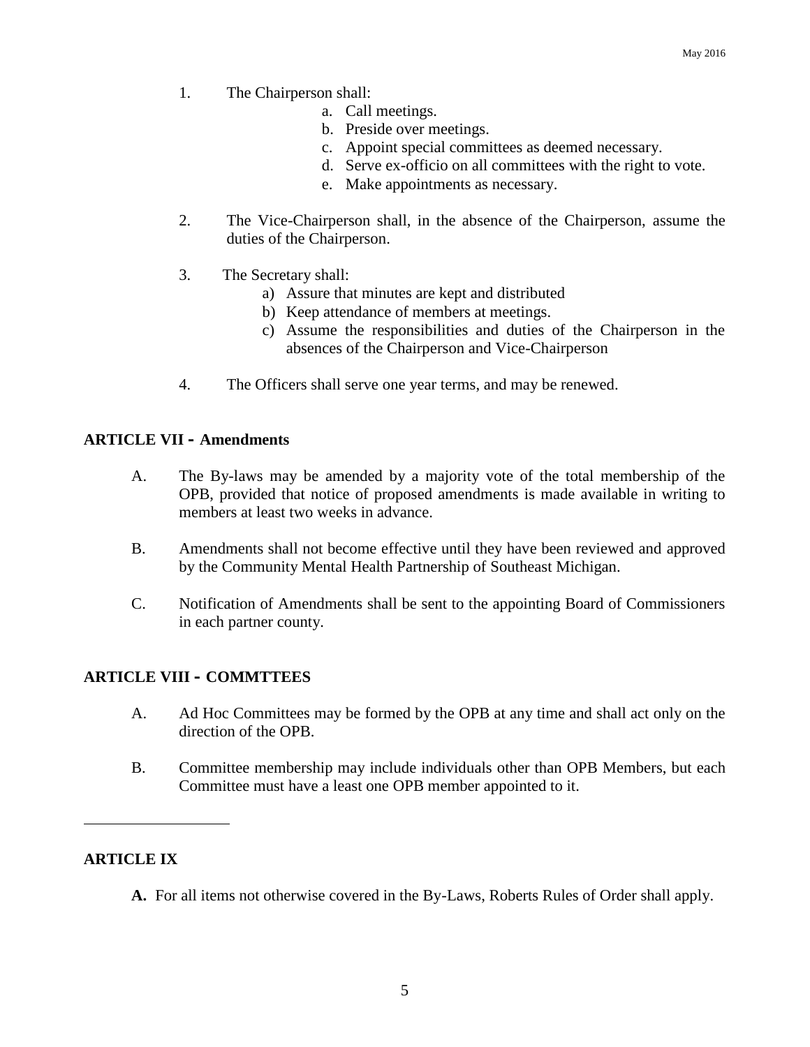1. The Chairperson shall:
    a. Call meetings.
    b. Preside over meetings.
    c. Appoint special committees as deemed necessary.
    d. Serve ex-officio on all committees with the right to vote.
    e. Make appointments as necessary.

2. The Vice-Chairperson shall, in the absence of the Chairperson, assume the duties of the Chairperson.

3. The Secretary shall:
    a) Assure that minutes are kept and distributed
    b) Keep attendance of members at meetings.
    c) Assume the responsibilities and duties of the Chairperson in the absences of the Chairperson and Vice-Chairperson

4. The Officers shall serve one year terms, and may be renewed.

**ARTICLE VII - Amendments**

A. The By-laws may be amended by a majority vote of the total membership of the OPB, provided that notice of proposed amendments is made available in writing to members at least two weeks in advance.

B. Amendments shall not become effective until they have been reviewed and approved by the Community Mental Health Partnership of Southeast Michigan.

C. Notification of Amendments shall be sent to the appointing Board of Commissioners in each partner county.

**ARTICLE VIII - COMMTTEES**

A. Ad Hoc Committees may be formed by the OPB at any time and shall act only on the direction of the OPB.

B. Committee membership may include individuals other than OPB Members, but each Committee must have a least one OPB member appointed to it.

---

**ARTICLE IX**

**A.** For all items not otherwise covered in the By-Laws, Roberts Rules of Order shall apply.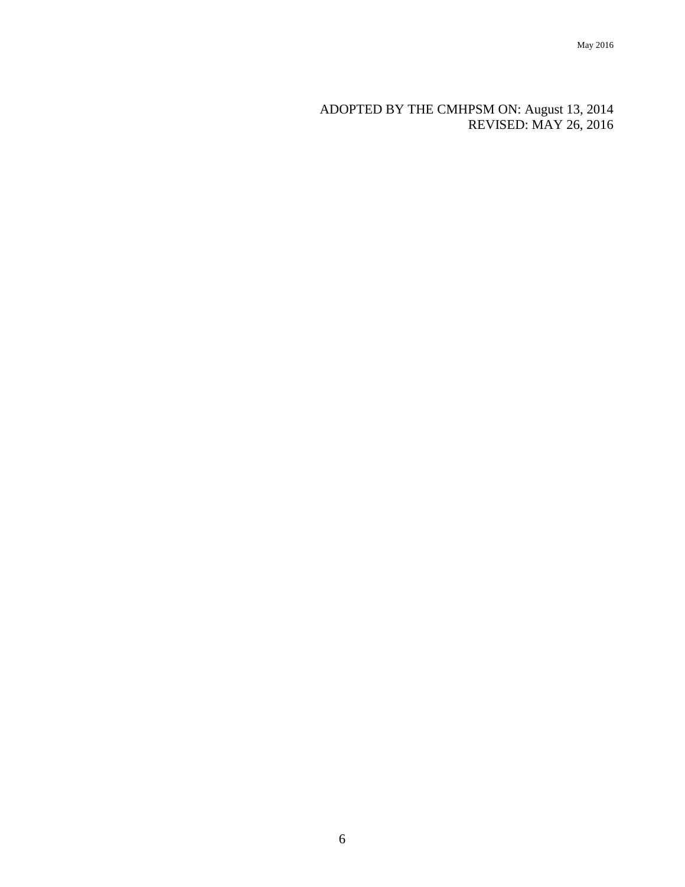ADOPTED BY THE CMHPSM ON: August 13, 2014
REVISED: MAY 26, 2016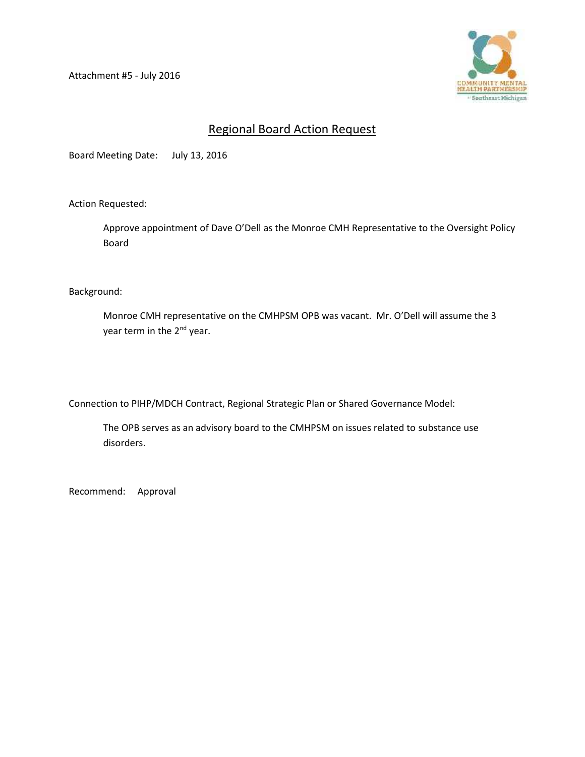Attachment #5 - July 2016

## Regional Board Action Request

Board Meeting Date: July 13, 2016

Action Requested:

Approve appointment of Dave O'Dell as the Monroe CMH Representative to the Oversight Policy Board

Background:

Monroe CMH representative on the CMHPSM OPB was vacant. Mr. O'Dell will assume the 3 year term in the 2nd year.

Connection to PIHP/MDCH Contract, Regional Strategic Plan or Shared Governance Model:

The OPB serves as an advisory board to the CMHPSM on issues related to substance use disorders.

Recommend: Approval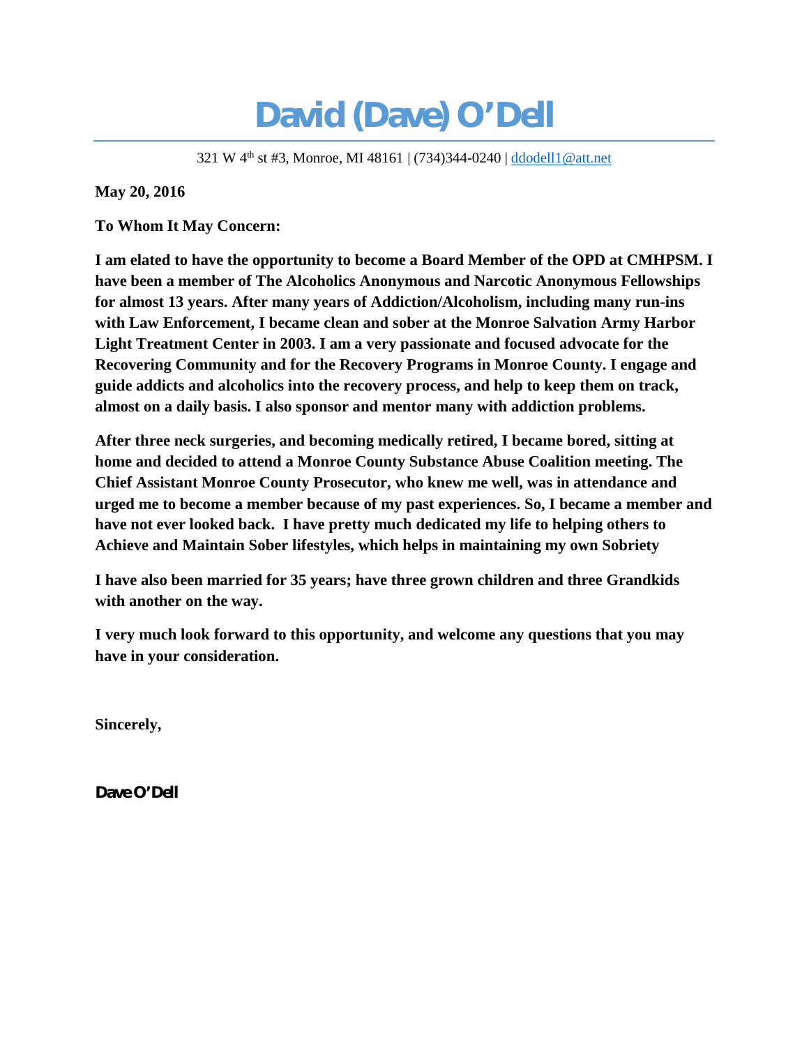# David (Dave) O'Dell

321 W 4th st #3, Monroe, MI 48161 | (734)344-0240 | ddodell1@att.net

**May 20, 2016**

**To Whom It May Concern:**

**I am elated to have the opportunity to become a Board Member of the OPD at CMHPSM. I have been a member of The Alcoholics Anonymous and Narcotic Anonymous Fellowships for almost 13 years. After many years of Addiction/Alcoholism, including many run-ins with Law Enforcement, I became clean and sober at the Monroe Salvation Army Harbor Light Treatment Center in 2003. I am a very passionate and focused advocate for the Recovering Community and for the Recovery Programs in Monroe County. I engage and guide addicts and alcoholics into the recovery process, and help to keep them on track, almost on a daily basis. I also sponsor and mentor many with addiction problems.**

**After three neck surgeries, and becoming medically retired, I became bored, sitting at home and decided to attend a Monroe County Substance Abuse Coalition meeting. The Chief Assistant Monroe County Prosecutor, who knew me well, was in attendance and urged me to become a member because of my past experiences. So, I became a member and have not ever looked back. I have pretty much dedicated my life to helping others to Achieve and Maintain Sober lifestyles, which helps in maintaining my own Sobriety**

**I have also been married for 35 years; have three grown children and three Grandkids with another on the way.**

**I very much look forward to this opportunity, and welcome any questions that you may have in your consideration.**

**Sincerely,**

**Dave O'Dell**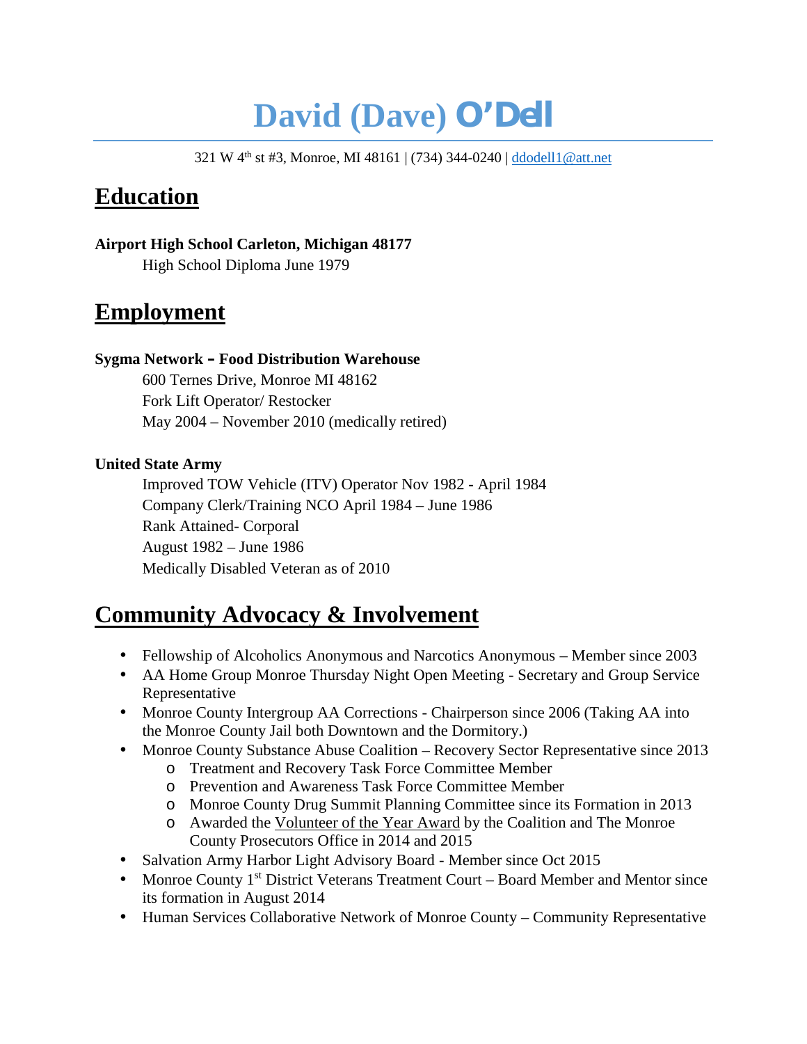# David (Dave) O'Dell

321 W 4th st #3, Monroe, MI 48161 | (734) 344-0240 | ddodell1@att.net

## Education

**Airport High School Carleton, Michigan 48177**

High School Diploma June 1979

## Employment

**Sygma Network – Food Distribution Warehouse**

600 Ternes Drive, Monroe MI 48162
Fork Lift Operator/ Restocker
May 2004 – November 2010 (medically retired)

**United State Army**

Improved TOW Vehicle (ITV) Operator Nov 1982 - April 1984
Company Clerk/Training NCO April 1984 – June 1986
Rank Attained- Corporal
August 1982 – June 1986
Medically Disabled Veteran as of 2010

## Community Advocacy & Involvement

- Fellowship of Alcoholics Anonymous and Narcotics Anonymous – Member since 2003
- AA Home Group Monroe Thursday Night Open Meeting - Secretary and Group Service Representative
- Monroe County Intergroup AA Corrections - Chairperson since 2006 (Taking AA into the Monroe County Jail both Downtown and the Dormitory.)
- Monroe County Substance Abuse Coalition – Recovery Sector Representative since 2013
  - Treatment and Recovery Task Force Committee Member
  - Prevention and Awareness Task Force Committee Member
  - Monroe County Drug Summit Planning Committee since its Formation in 2013
  - Awarded the Volunteer of the Year Award by the Coalition and The Monroe County Prosecutors Office in 2014 and 2015
- Salvation Army Harbor Light Advisory Board - Member since Oct 2015
- Monroe County 1st District Veterans Treatment Court – Board Member and Mentor since its formation in August 2014
- Human Services Collaborative Network of Monroe County – Community Representative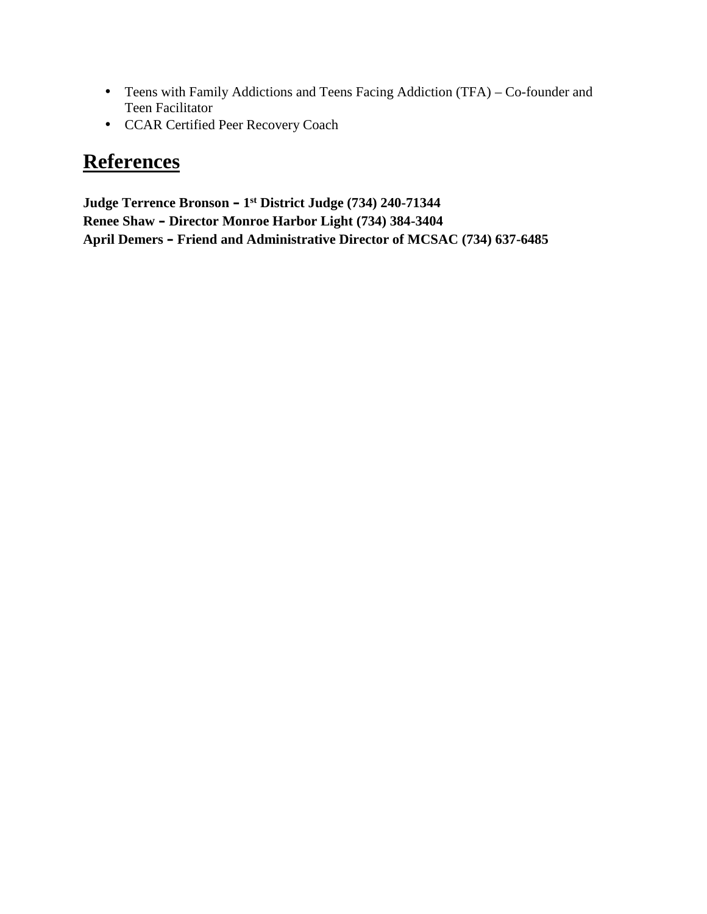- Teens with Family Addictions and Teens Facing Addiction (TFA) – Co-founder and Teen Facilitator
- CCAR Certified Peer Recovery Coach

## References

**Judge Terrence Bronson – 1st District Judge (734) 240-71344**
**Renee Shaw – Director Monroe Harbor Light (734) 384-3404**
**April Demers – Friend and Administrative Director of MCSAC (734) 637-6485**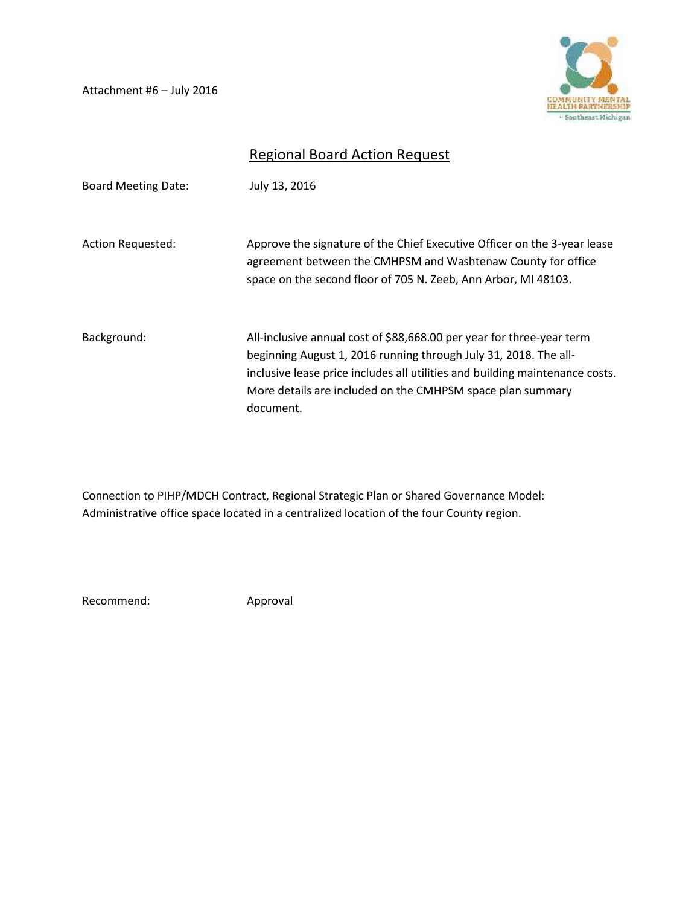Attachment #6 – July 2016

## Regional Board Action Request

Board Meeting Date: July 13, 2016

Action Requested: Approve the signature of the Chief Executive Officer on the 3-year lease agreement between the CMHPSM and Washtenaw County for office space on the second floor of 705 N. Zeeb, Ann Arbor, MI 48103.

Background: All-inclusive annual cost of $88,668.00 per year for three-year term beginning August 1, 2016 running through July 31, 2018. The all-inclusive lease price includes all utilities and building maintenance costs. More details are included on the CMHPSM space plan summary document.

Connection to PIHP/MDCH Contract, Regional Strategic Plan or Shared Governance Model:
Administrative office space located in a centralized location of the four County region.

Recommend: Approval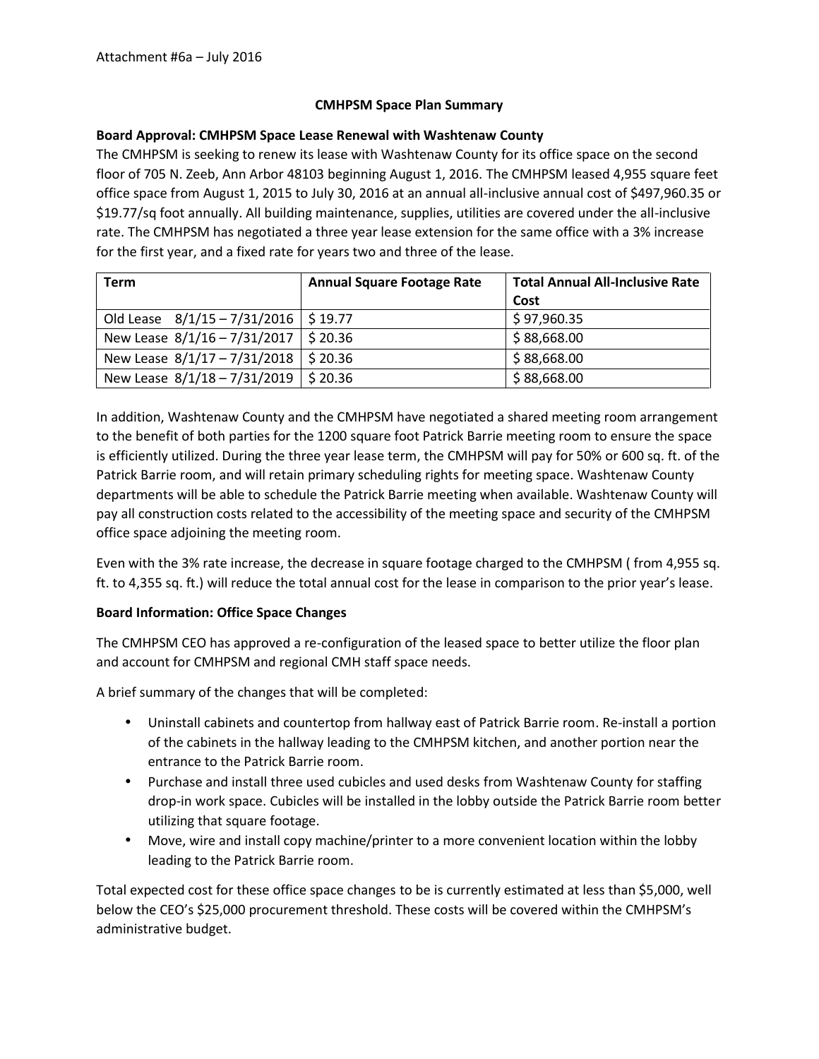Attachment #6a – July 2016

# CMHPSM Space Plan Summary

**Board Approval: CMHPSM Space Lease Renewal with Washtenaw County**

The CMHPSM is seeking to renew its lease with Washtenaw County for its office space on the second floor of 705 N. Zeeb, Ann Arbor 48103 beginning August 1, 2016. The CMHPSM leased 4,955 square feet office space from August 1, 2015 to July 30, 2016 at an annual all-inclusive annual cost of $497,960.35 or $19.77/sq foot annually. All building maintenance, supplies, utilities are covered under the all-inclusive rate. The CMHPSM has negotiated a three year lease extension for the same office with a 3% increase for the first year, and a fixed rate for years two and three of the lease.

| Term | Annual Square Footage Rate | Total Annual All-Inclusive Rate Cost |
|---|---|---|
| Old Lease 8/1/15 – 7/31/2016 | $ 19.77 | $ 97,960.35 |
| New Lease 8/1/16 – 7/31/2017 | $ 20.36 | $ 88,668.00 |
| New Lease 8/1/17 – 7/31/2018 | $ 20.36 | $ 88,668.00 |
| New Lease 8/1/18 – 7/31/2019 | $ 20.36 | $ 88,668.00 |

In addition, Washtenaw County and the CMHPSM have negotiated a shared meeting room arrangement to the benefit of both parties for the 1200 square foot Patrick Barrie meeting room to ensure the space is efficiently utilized. During the three year lease term, the CMHPSM will pay for 50% or 600 sq. ft. of the Patrick Barrie room, and will retain primary scheduling rights for meeting space. Washtenaw County departments will be able to schedule the Patrick Barrie meeting when available. Washtenaw County will pay all construction costs related to the accessibility of the meeting space and security of the CMHPSM office space adjoining the meeting room.

Even with the 3% rate increase, the decrease in square footage charged to the CMHPSM ( from 4,955 sq. ft. to 4,355 sq. ft.) will reduce the total annual cost for the lease in comparison to the prior year's lease.

**Board Information: Office Space Changes**

The CMHPSM CEO has approved a re-configuration of the leased space to better utilize the floor plan and account for CMHPSM and regional CMH staff space needs.

A brief summary of the changes that will be completed:

- Uninstall cabinets and countertop from hallway east of Patrick Barrie room. Re-install a portion of the cabinets in the hallway leading to the CMHPSM kitchen, and another portion near the entrance to the Patrick Barrie room.
- Purchase and install three used cubicles and used desks from Washtenaw County for staffing drop-in work space. Cubicles will be installed in the lobby outside the Patrick Barrie room better utilizing that square footage.
- Move, wire and install copy machine/printer to a more convenient location within the lobby leading to the Patrick Barrie room.

Total expected cost for these office space changes to be is currently estimated at less than $5,000, well below the CEO's $25,000 procurement threshold. These costs will be covered within the CMHPSM's administrative budget.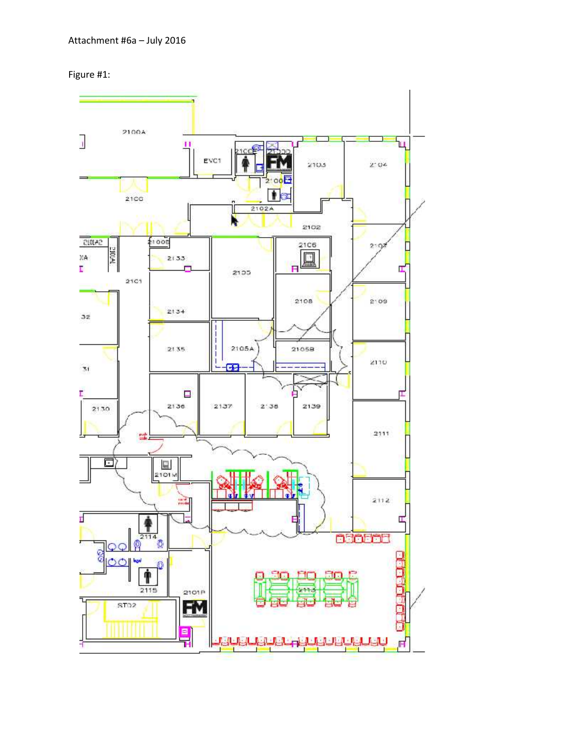Attachment #6a – July 2016

Figure #1: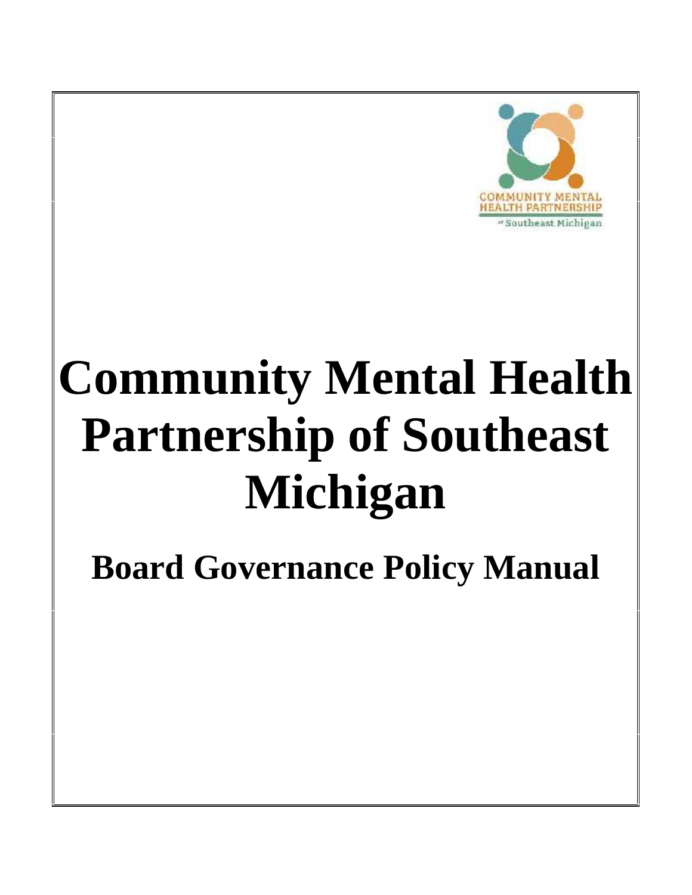# Community Mental Health Partnership of Southeast Michigan

## Board Governance Policy Manual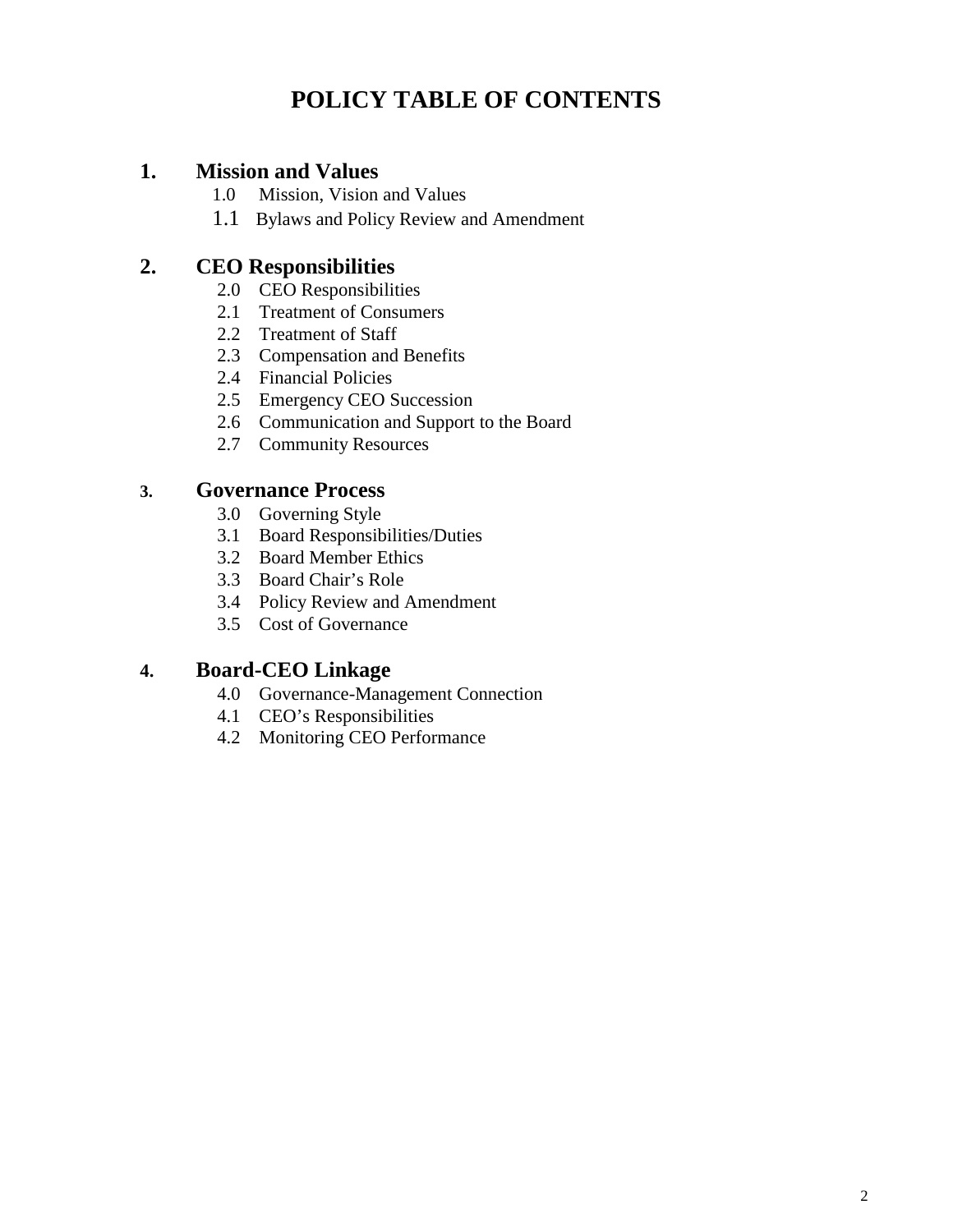# POLICY TABLE OF CONTENTS

## 1. Mission and Values

- 1.0 Mission, Vision and Values
- 1.1 Bylaws and Policy Review and Amendment

## 2. CEO Responsibilities

- 2.0 CEO Responsibilities
- 2.1 Treatment of Consumers
- 2.2 Treatment of Staff
- 2.3 Compensation and Benefits
- 2.4 Financial Policies
- 2.5 Emergency CEO Succession
- 2.6 Communication and Support to the Board
- 2.7 Community Resources

## 3. Governance Process

- 3.0 Governing Style
- 3.1 Board Responsibilities/Duties
- 3.2 Board Member Ethics
- 3.3 Board Chair's Role
- 3.4 Policy Review and Amendment
- 3.5 Cost of Governance

## 4. Board-CEO Linkage

- 4.0 Governance-Management Connection
- 4.1 CEO's Responsibilities
- 4.2 Monitoring CEO Performance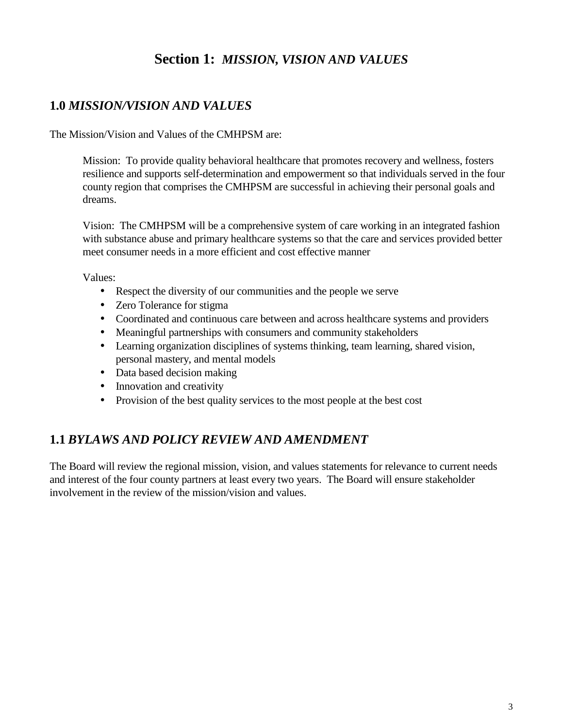# Section 1: *MISSION, VISION AND VALUES*

## 1.0 *MISSION/VISION AND VALUES*

The Mission/Vision and Values of the CMHPSM are:

> Mission: To provide quality behavioral healthcare that promotes recovery and wellness, fosters resilience and supports self-determination and empowerment so that individuals served in the four county region that comprises the CMHPSM are successful in achieving their personal goals and dreams.
>
> Vision: The CMHPSM will be a comprehensive system of care working in an integrated fashion with substance abuse and primary healthcare systems so that the care and services provided better meet consumer needs in a more efficient and cost effective manner
>
> Values:
> - Respect the diversity of our communities and the people we serve
> - Zero Tolerance for stigma
> - Coordinated and continuous care between and across healthcare systems and providers
> - Meaningful partnerships with consumers and community stakeholders
> - Learning organization disciplines of systems thinking, team learning, shared vision, personal mastery, and mental models
> - Data based decision making
> - Innovation and creativity
> - Provision of the best quality services to the most people at the best cost

## 1.1 *BYLAWS AND POLICY REVIEW AND AMENDMENT*

The Board will review the regional mission, vision, and values statements for relevance to current needs and interest of the four county partners at least every two years. The Board will ensure stakeholder involvement in the review of the mission/vision and values.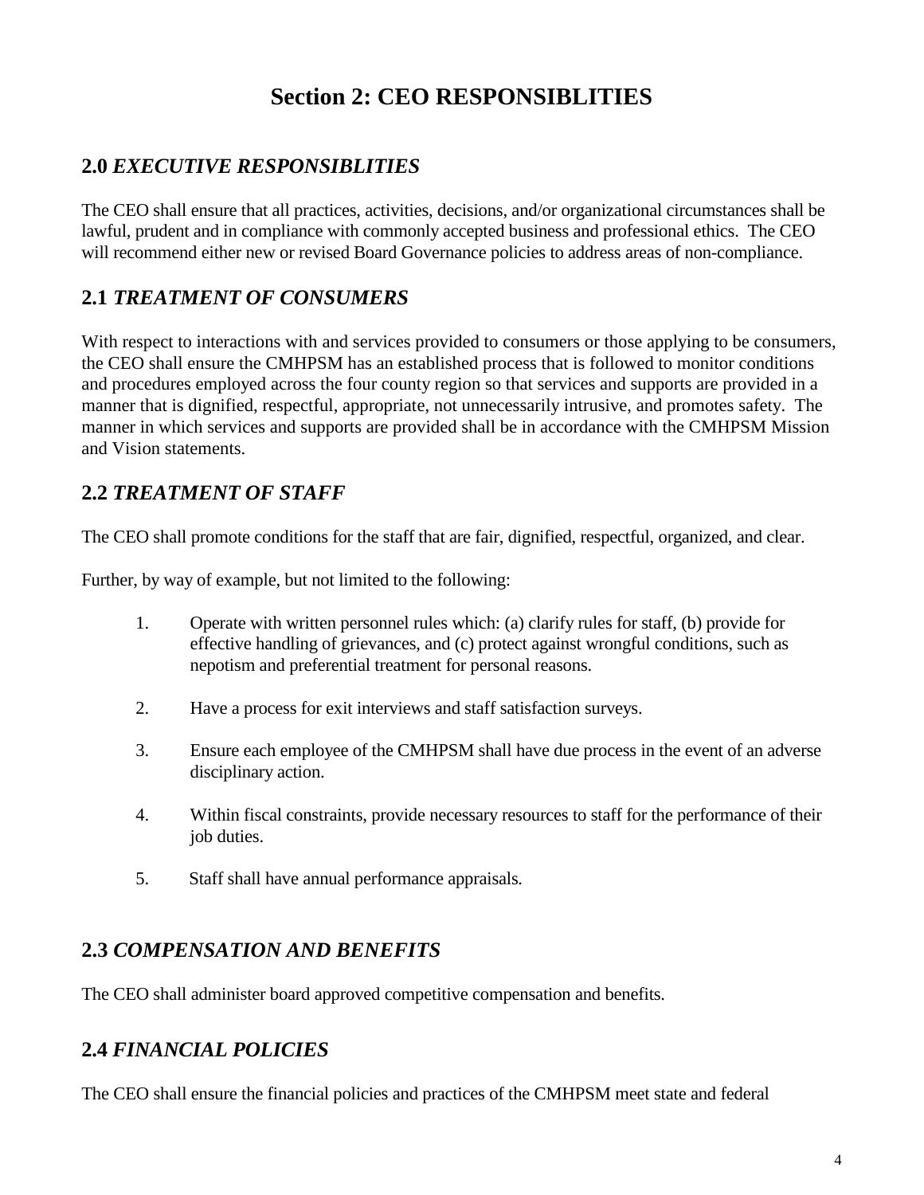# Section 2: CEO RESPONSIBLITIES

## 2.0 *EXECUTIVE RESPONSIBLITIES*

The CEO shall ensure that all practices, activities, decisions, and/or organizational circumstances shall be lawful, prudent and in compliance with commonly accepted business and professional ethics. The CEO will recommend either new or revised Board Governance policies to address areas of non-compliance.

## 2.1 *TREATMENT OF CONSUMERS*

With respect to interactions with and services provided to consumers or those applying to be consumers, the CEO shall ensure the CMHPSM has an established process that is followed to monitor conditions and procedures employed across the four county region so that services and supports are provided in a manner that is dignified, respectful, appropriate, not unnecessarily intrusive, and promotes safety. The manner in which services and supports are provided shall be in accordance with the CMHPSM Mission and Vision statements.

## 2.2 *TREATMENT OF STAFF*

The CEO shall promote conditions for the staff that are fair, dignified, respectful, organized, and clear.

Further, by way of example, but not limited to the following:

1. Operate with written personnel rules which: (a) clarify rules for staff, (b) provide for effective handling of grievances, and (c) protect against wrongful conditions, such as nepotism and preferential treatment for personal reasons.

2. Have a process for exit interviews and staff satisfaction surveys.

3. Ensure each employee of the CMHPSM shall have due process in the event of an adverse disciplinary action.

4. Within fiscal constraints, provide necessary resources to staff for the performance of their job duties.

5. Staff shall have annual performance appraisals.

## 2.3 *COMPENSATION AND BENEFITS*

The CEO shall administer board approved competitive compensation and benefits.

## 2.4 *FINANCIAL POLICIES*

The CEO shall ensure the financial policies and practices of the CMHPSM meet state and federal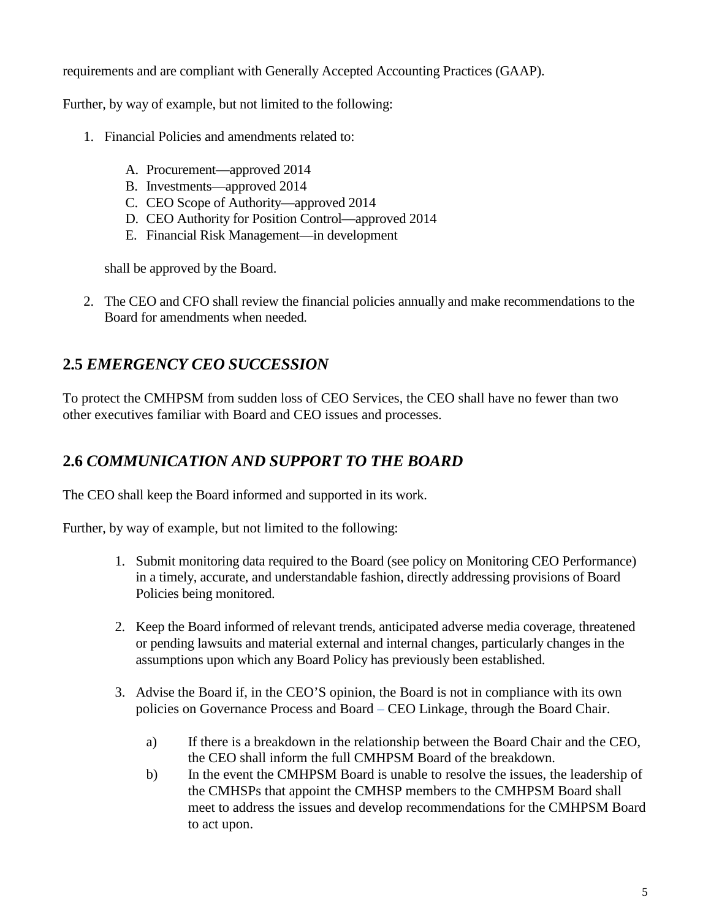requirements and are compliant with Generally Accepted Accounting Practices (GAAP).

Further, by way of example, but not limited to the following:

1. Financial Policies and amendments related to:

   A. Procurement—approved 2014
   B. Investments—approved 2014
   C. CEO Scope of Authority—approved 2014
   D. CEO Authority for Position Control—approved 2014
   E. Financial Risk Management—in development

   shall be approved by the Board.

2. The CEO and CFO shall review the financial policies annually and make recommendations to the Board for amendments when needed.

## 2.5 *EMERGENCY CEO SUCCESSION*

To protect the CMHPSM from sudden loss of CEO Services, the CEO shall have no fewer than two other executives familiar with Board and CEO issues and processes.

## 2.6 *COMMUNICATION AND SUPPORT TO THE BOARD*

The CEO shall keep the Board informed and supported in its work.

Further, by way of example, but not limited to the following:

1. Submit monitoring data required to the Board (see policy on Monitoring CEO Performance) in a timely, accurate, and understandable fashion, directly addressing provisions of Board Policies being monitored.

2. Keep the Board informed of relevant trends, anticipated adverse media coverage, threatened or pending lawsuits and material external and internal changes, particularly changes in the assumptions upon which any Board Policy has previously been established.

3. Advise the Board if, in the CEO'S opinion, the Board is not in compliance with its own policies on Governance Process and Board – CEO Linkage, through the Board Chair.

   a) If there is a breakdown in the relationship between the Board Chair and the CEO, the CEO shall inform the full CMHPSM Board of the breakdown.

   b) In the event the CMHPSM Board is unable to resolve the issues, the leadership of the CMHSPs that appoint the CMHSP members to the CMHPSM Board shall meet to address the issues and develop recommendations for the CMHPSM Board to act upon.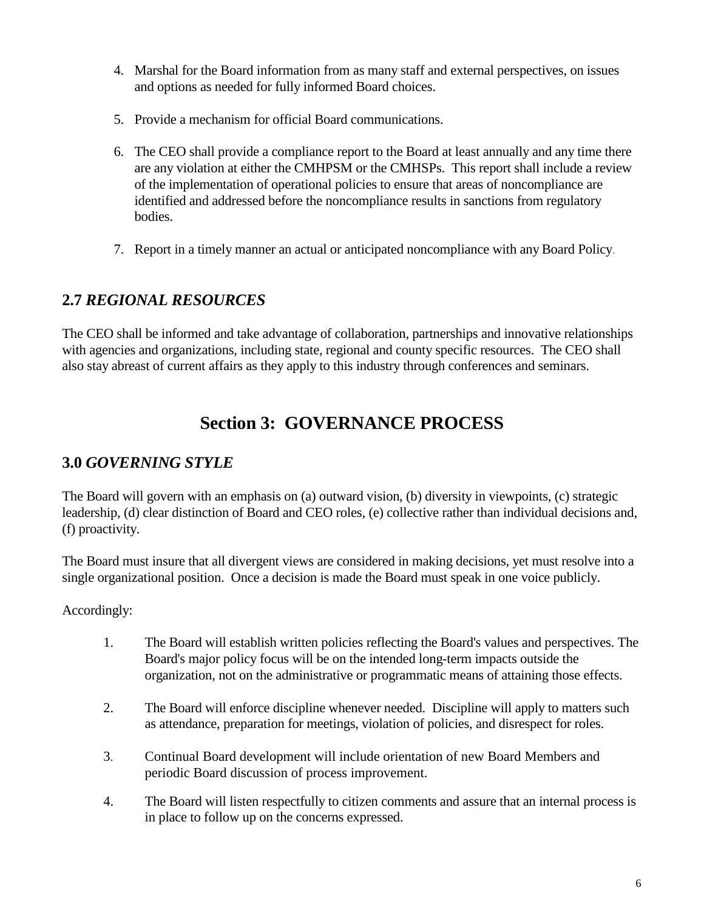4. Marshal for the Board information from as many staff and external perspectives, on issues and options as needed for fully informed Board choices.

5. Provide a mechanism for official Board communications.

6. The CEO shall provide a compliance report to the Board at least annually and any time there are any violation at either the CMHPSM or the CMHSPs. This report shall include a review of the implementation of operational policies to ensure that areas of noncompliance are identified and addressed before the noncompliance results in sanctions from regulatory bodies.

7. Report in a timely manner an actual or anticipated noncompliance with any Board Policy.

### 2.7 *REGIONAL RESOURCES*

The CEO shall be informed and take advantage of collaboration, partnerships and innovative relationships with agencies and organizations, including state, regional and county specific resources. The CEO shall also stay abreast of current affairs as they apply to this industry through conferences and seminars.

## Section 3: GOVERNANCE PROCESS

### 3.0 *GOVERNING STYLE*

The Board will govern with an emphasis on (a) outward vision, (b) diversity in viewpoints, (c) strategic leadership, (d) clear distinction of Board and CEO roles, (e) collective rather than individual decisions and, (f) proactivity.

The Board must insure that all divergent views are considered in making decisions, yet must resolve into a single organizational position. Once a decision is made the Board must speak in one voice publicly.

Accordingly:

1. The Board will establish written policies reflecting the Board's values and perspectives. The Board's major policy focus will be on the intended long-term impacts outside the organization, not on the administrative or programmatic means of attaining those effects.

2. The Board will enforce discipline whenever needed. Discipline will apply to matters such as attendance, preparation for meetings, violation of policies, and disrespect for roles.

3. Continual Board development will include orientation of new Board Members and periodic Board discussion of process improvement.

4. The Board will listen respectfully to citizen comments and assure that an internal process is in place to follow up on the concerns expressed.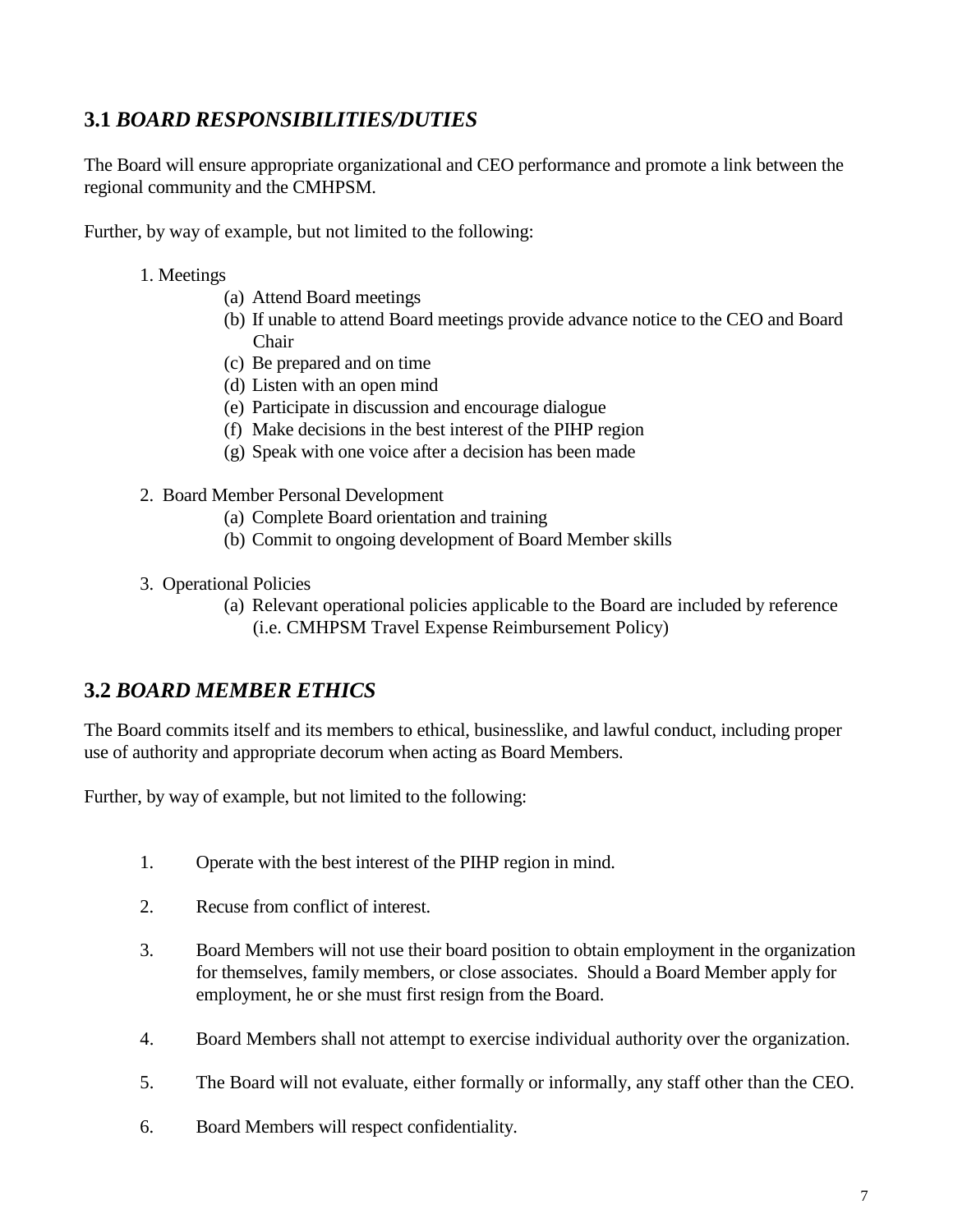## 3.1 *BOARD RESPONSIBILITIES/DUTIES*

The Board will ensure appropriate organizational and CEO performance and promote a link between the regional community and the CMHPSM.

Further, by way of example, but not limited to the following:

1. Meetings
   - (a) Attend Board meetings
   - (b) If unable to attend Board meetings provide advance notice to the CEO and Board Chair
   - (c) Be prepared and on time
   - (d) Listen with an open mind
   - (e) Participate in discussion and encourage dialogue
   - (f) Make decisions in the best interest of the PIHP region
   - (g) Speak with one voice after a decision has been made

2. Board Member Personal Development
   - (a) Complete Board orientation and training
   - (b) Commit to ongoing development of Board Member skills

3. Operational Policies
   - (a) Relevant operational policies applicable to the Board are included by reference (i.e. CMHPSM Travel Expense Reimbursement Policy)

## 3.2 *BOARD MEMBER ETHICS*

The Board commits itself and its members to ethical, businesslike, and lawful conduct, including proper use of authority and appropriate decorum when acting as Board Members.

Further, by way of example, but not limited to the following:

1. Operate with the best interest of the PIHP region in mind.

2. Recuse from conflict of interest.

3. Board Members will not use their board position to obtain employment in the organization for themselves, family members, or close associates. Should a Board Member apply for employment, he or she must first resign from the Board.

4. Board Members shall not attempt to exercise individual authority over the organization.

5. The Board will not evaluate, either formally or informally, any staff other than the CEO.

6. Board Members will respect confidentiality.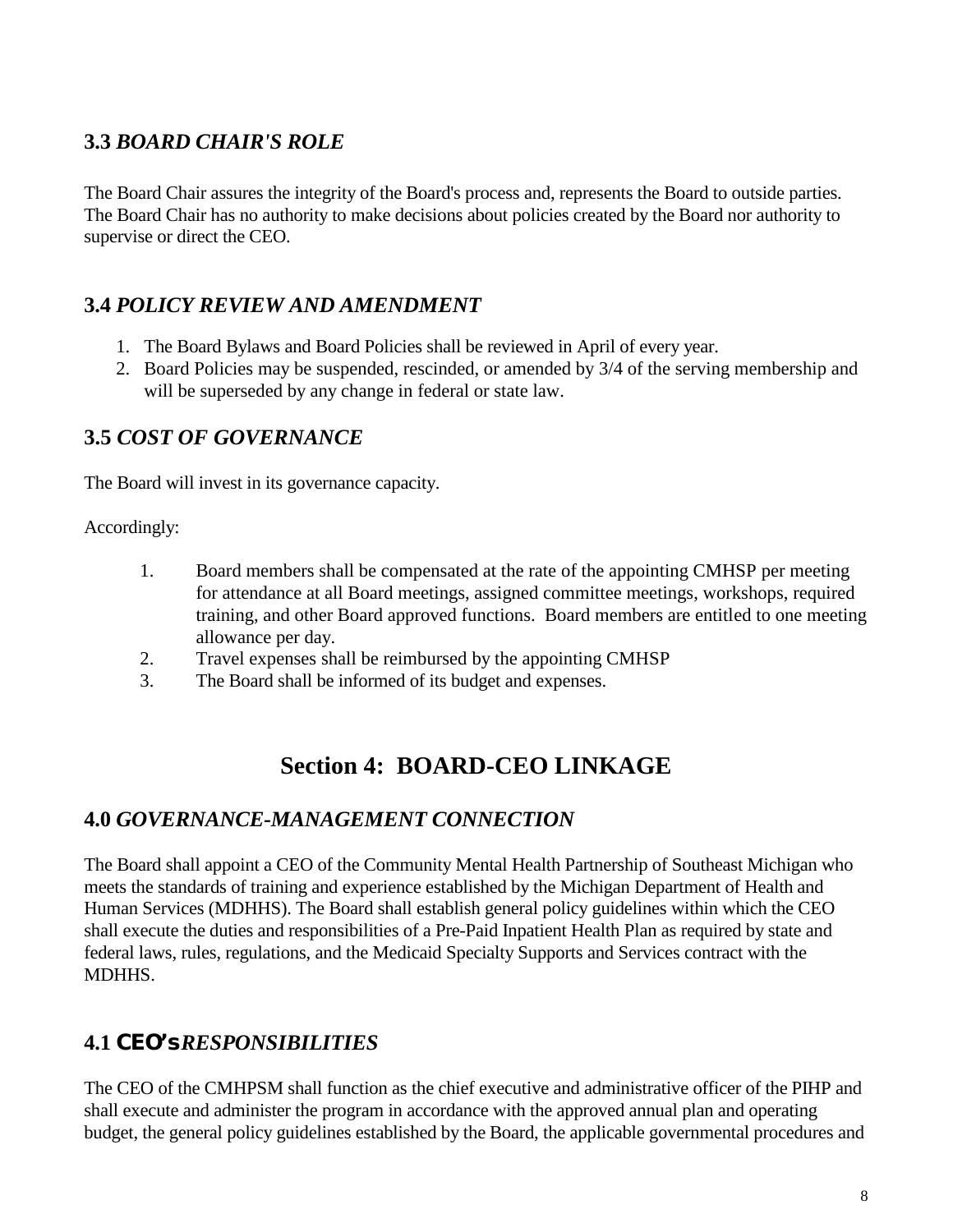### 3.3 *BOARD CHAIR'S ROLE*

The Board Chair assures the integrity of the Board's process and, represents the Board to outside parties. The Board Chair has no authority to make decisions about policies created by the Board nor authority to supervise or direct the CEO.

### 3.4 *POLICY REVIEW AND AMENDMENT*

1. The Board Bylaws and Board Policies shall be reviewed in April of every year.
2. Board Policies may be suspended, rescinded, or amended by 3/4 of the serving membership and will be superseded by any change in federal or state law.

### 3.5 *COST OF GOVERNANCE*

The Board will invest in its governance capacity.

Accordingly:

1. Board members shall be compensated at the rate of the appointing CMHSP per meeting for attendance at all Board meetings, assigned committee meetings, workshops, required training, and other Board approved functions. Board members are entitled to one meeting allowance per day.
2. Travel expenses shall be reimbursed by the appointing CMHSP
3. The Board shall be informed of its budget and expenses.

## Section 4: BOARD-CEO LINKAGE

### 4.0 *GOVERNANCE-MANAGEMENT CONNECTION*

The Board shall appoint a CEO of the Community Mental Health Partnership of Southeast Michigan who meets the standards of training and experience established by the Michigan Department of Health and Human Services (MDHHS). The Board shall establish general policy guidelines within which the CEO shall execute the duties and responsibilities of a Pre-Paid Inpatient Health Plan as required by state and federal laws, rules, regulations, and the Medicaid Specialty Supports and Services contract with the MDHHS.

### 4.1 **CEO's** *RESPONSIBILITIES*

The CEO of the CMHPSM shall function as the chief executive and administrative officer of the PIHP and shall execute and administer the program in accordance with the approved annual plan and operating budget, the general policy guidelines established by the Board, the applicable governmental procedures and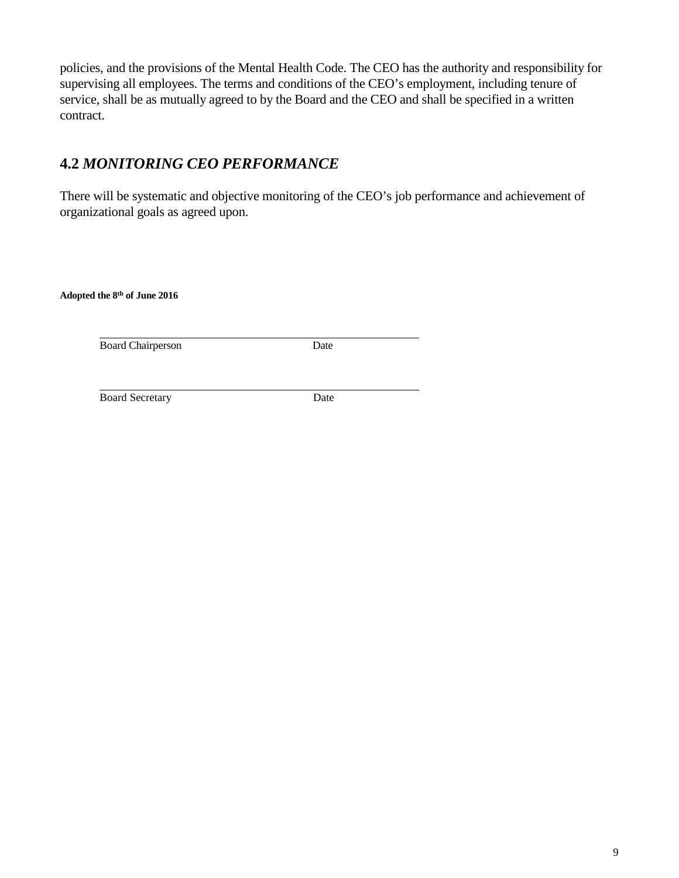policies, and the provisions of the Mental Health Code. The CEO has the authority and responsibility for supervising all employees. The terms and conditions of the CEO's employment, including tenure of service, shall be as mutually agreed to by the Board and the CEO and shall be specified in a written contract.

## 4.2 *MONITORING CEO PERFORMANCE*

There will be systematic and objective monitoring of the CEO's job performance and achievement of organizational goals as agreed upon.

**Adopted the 8th of June 2016**

\_\_\_\_\_\_\_\_\_\_\_\_\_\_\_\_\_\_\_\_\_\_\_\_\_\_\_\_\_\_\_\_\_\_\_\_\_\_\_\_\_\_\_\_

Board Chairperson Date

\_\_\_\_\_\_\_\_\_\_\_\_\_\_\_\_\_\_\_\_\_\_\_\_\_\_\_\_\_\_\_\_\_\_\_\_\_\_\_\_\_\_\_\_

Board Secretary Date